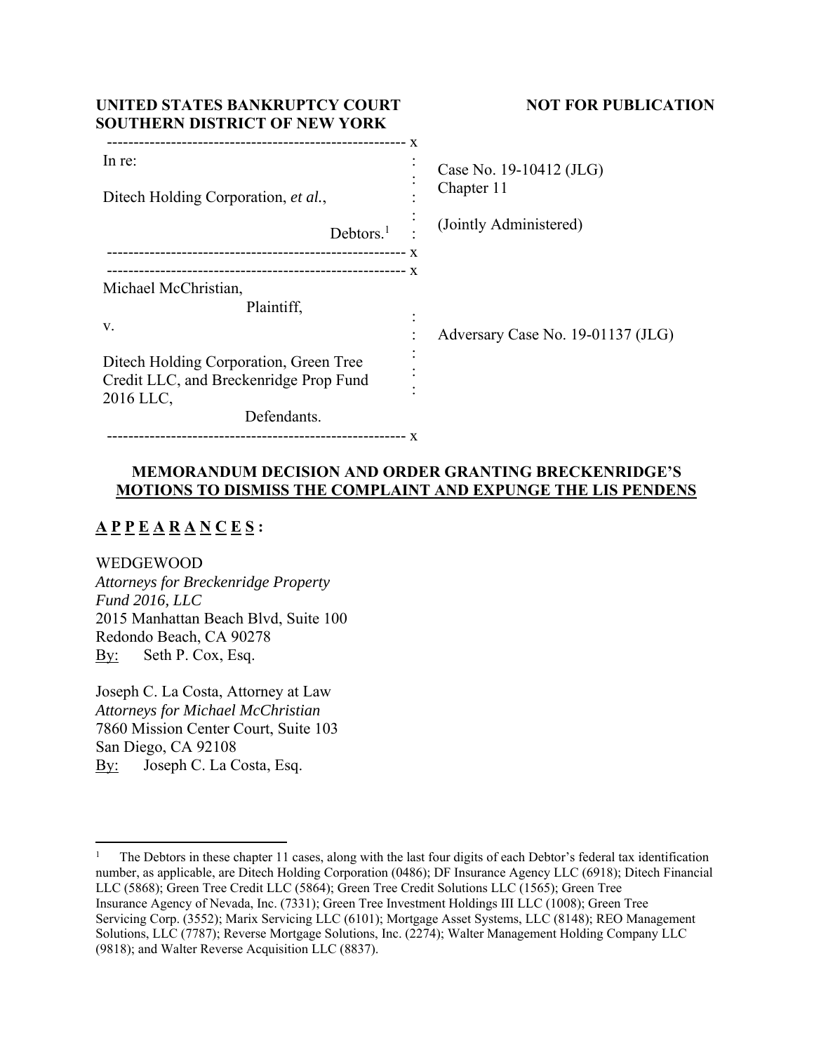**UNITED STATES BANKRUPTCY COURT**
**SOUTHERN DISTRICT OF NEW YORK**

**NOT FOR PUBLICATION**

| | |
|---|---|
| In re:<br><br>Ditech Holding Corporation, *et al.*,<br><br>Debtors.[1] | Case No. 19-10412 (JLG)<br>Chapter 11<br><br>(Jointly Administered) |
| Michael McChristian,<br>Plaintiff,<br><br>v.<br><br>Ditech Holding Corporation, Green Tree Credit LLC, and Breckenridge Prop Fund 2016 LLC,<br>Defendants. | Adversary Case No. 19-01137 (JLG) |

**MEMORANDUM DECISION AND ORDER GRANTING BRECKENRIDGE'S MOTIONS TO DISMISS THE COMPLAINT AND EXPUNGE THE LIS PENDENS**

**A P P E A R A N C E S :**

WEDGEWOOD
*Attorneys for Breckenridge Property Fund 2016, LLC*
2015 Manhattan Beach Blvd, Suite 100
Redondo Beach, CA 90278
By: Seth P. Cox, Esq.

Joseph C. La Costa, Attorney at Law
*Attorneys for Michael McChristian*
7860 Mission Center Court, Suite 103
San Diego, CA 92108
By: Joseph C. La Costa, Esq.

---

[1] The Debtors in these chapter 11 cases, along with the last four digits of each Debtor's federal tax identification number, as applicable, are Ditech Holding Corporation (0486); DF Insurance Agency LLC (6918); Ditech Financial LLC (5868); Green Tree Credit LLC (5864); Green Tree Credit Solutions LLC (1565); Green Tree Insurance Agency of Nevada, Inc. (7331); Green Tree Investment Holdings III LLC (1008); Green Tree Servicing Corp. (3552); Marix Servicing LLC (6101); Mortgage Asset Systems, LLC (8148); REO Management Solutions, LLC (7787); Reverse Mortgage Solutions, Inc. (2274); Walter Management Holding Company LLC (9818); and Walter Reverse Acquisition LLC (8837).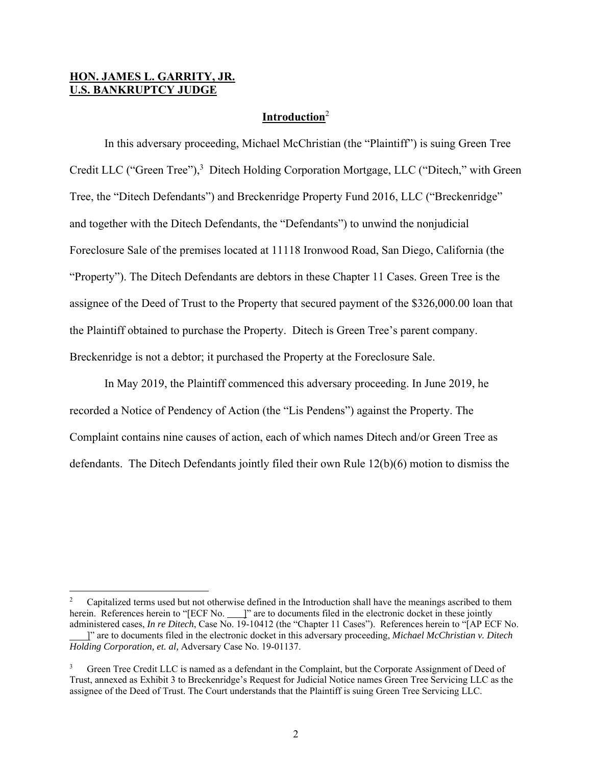**HON. JAMES L. GARRITY, JR.**
**U.S. BANKRUPTCY JUDGE**

## Introduction[2]

In this adversary proceeding, Michael McChristian (the "Plaintiff") is suing Green Tree Credit LLC ("Green Tree"),[3] Ditech Holding Corporation Mortgage, LLC ("Ditech," with Green Tree, the "Ditech Defendants") and Breckenridge Property Fund 2016, LLC ("Breckenridge" and together with the Ditech Defendants, the "Defendants") to unwind the nonjudicial Foreclosure Sale of the premises located at 11118 Ironwood Road, San Diego, California (the "Property"). The Ditech Defendants are debtors in these Chapter 11 Cases. Green Tree is the assignee of the Deed of Trust to the Property that secured payment of the $326,000.00 loan that the Plaintiff obtained to purchase the Property. Ditech is Green Tree's parent company. Breckenridge is not a debtor; it purchased the Property at the Foreclosure Sale.

In May 2019, the Plaintiff commenced this adversary proceeding. In June 2019, he recorded a Notice of Pendency of Action (the "Lis Pendens") against the Property. The Complaint contains nine causes of action, each of which names Ditech and/or Green Tree as defendants. The Ditech Defendants jointly filed their own Rule 12(b)(6) motion to dismiss the

---

[2] Capitalized terms used but not otherwise defined in the Introduction shall have the meanings ascribed to them herein. References herein to "[ECF No. \_\_\_]" are to documents filed in the electronic docket in these jointly administered cases, *In re Ditech*, Case No. 19-10412 (the "Chapter 11 Cases"). References herein to "[AP ECF No. \_\_\_]" are to documents filed in the electronic docket in this adversary proceeding, *Michael McChristian v. Ditech Holding Corporation, et. al,* Adversary Case No. 19-01137.

[3] Green Tree Credit LLC is named as a defendant in the Complaint, but the Corporate Assignment of Deed of Trust, annexed as Exhibit 3 to Breckenridge's Request for Judicial Notice names Green Tree Servicing LLC as the assignee of the Deed of Trust. The Court understands that the Plaintiff is suing Green Tree Servicing LLC.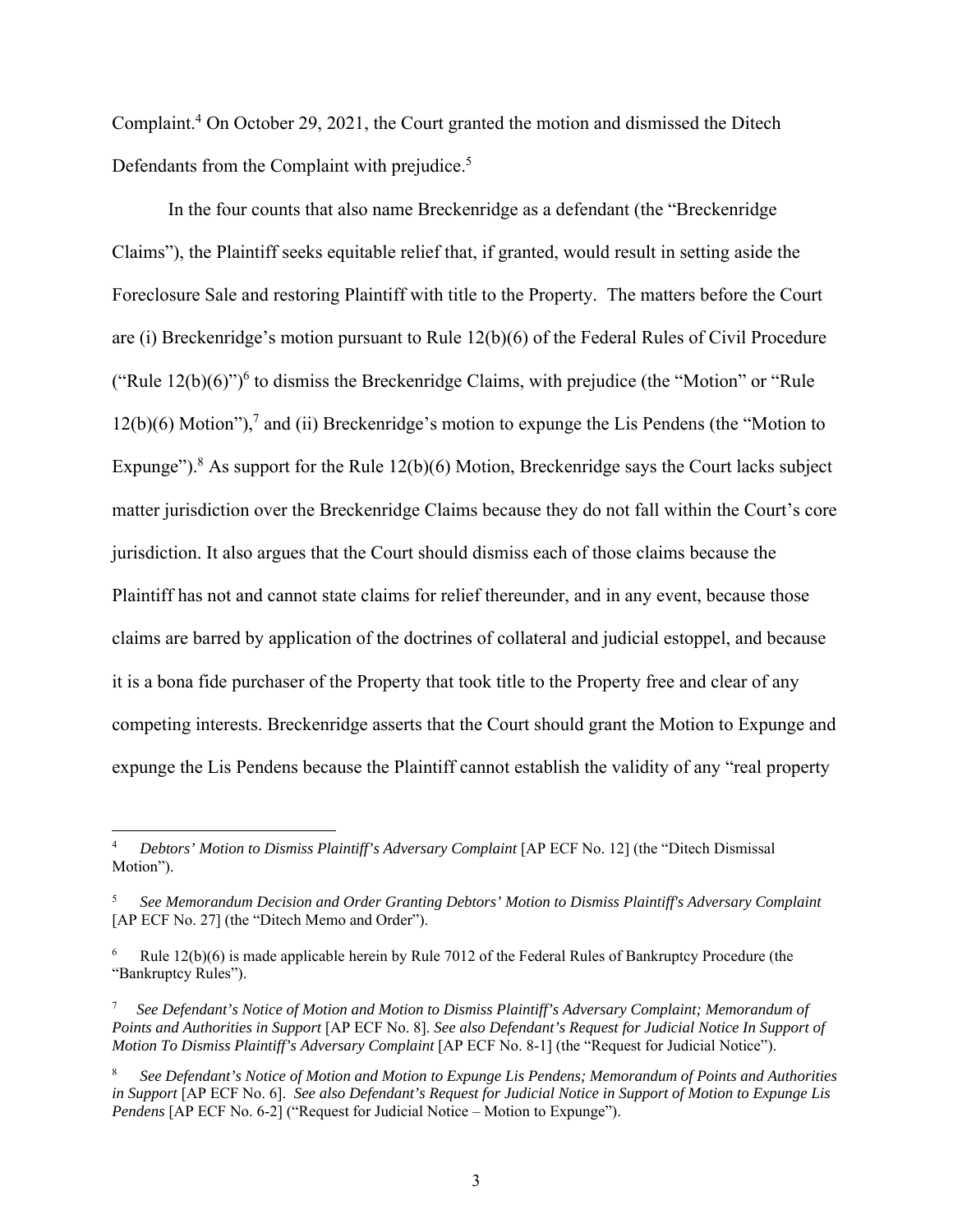Complaint.[4] On October 29, 2021, the Court granted the motion and dismissed the Ditech Defendants from the Complaint with prejudice.[5]

In the four counts that also name Breckenridge as a defendant (the "Breckenridge Claims"), the Plaintiff seeks equitable relief that, if granted, would result in setting aside the Foreclosure Sale and restoring Plaintiff with title to the Property. The matters before the Court are (i) Breckenridge's motion pursuant to Rule 12(b)(6) of the Federal Rules of Civil Procedure ("Rule 12(b)(6)")[6] to dismiss the Breckenridge Claims, with prejudice (the "Motion" or "Rule 12(b)(6) Motion"),[7] and (ii) Breckenridge's motion to expunge the Lis Pendens (the "Motion to Expunge").[8] As support for the Rule 12(b)(6) Motion, Breckenridge says the Court lacks subject matter jurisdiction over the Breckenridge Claims because they do not fall within the Court's core jurisdiction. It also argues that the Court should dismiss each of those claims because the Plaintiff has not and cannot state claims for relief thereunder, and in any event, because those claims are barred by application of the doctrines of collateral and judicial estoppel, and because it is a bona fide purchaser of the Property that took title to the Property free and clear of any competing interests. Breckenridge asserts that the Court should grant the Motion to Expunge and expunge the Lis Pendens because the Plaintiff cannot establish the validity of any "real property

---

[4] *Debtors' Motion to Dismiss Plaintiff's Adversary Complaint* [AP ECF No. 12] (the "Ditech Dismissal Motion").

[5] *See Memorandum Decision and Order Granting Debtors' Motion to Dismiss Plaintiff's Adversary Complaint* [AP ECF No. 27] (the "Ditech Memo and Order").

[6] Rule 12(b)(6) is made applicable herein by Rule 7012 of the Federal Rules of Bankruptcy Procedure (the "Bankruptcy Rules").

[7] *See Defendant's Notice of Motion and Motion to Dismiss Plaintiff's Adversary Complaint; Memorandum of Points and Authorities in Support* [AP ECF No. 8]. *See also Defendant's Request for Judicial Notice In Support of Motion To Dismiss Plaintiff's Adversary Complaint* [AP ECF No. 8-1] (the "Request for Judicial Notice").

[8] *See Defendant's Notice of Motion and Motion to Expunge Lis Pendens; Memorandum of Points and Authorities in Support* [AP ECF No. 6]. *See also Defendant's Request for Judicial Notice in Support of Motion to Expunge Lis Pendens* [AP ECF No. 6-2] ("Request for Judicial Notice – Motion to Expunge").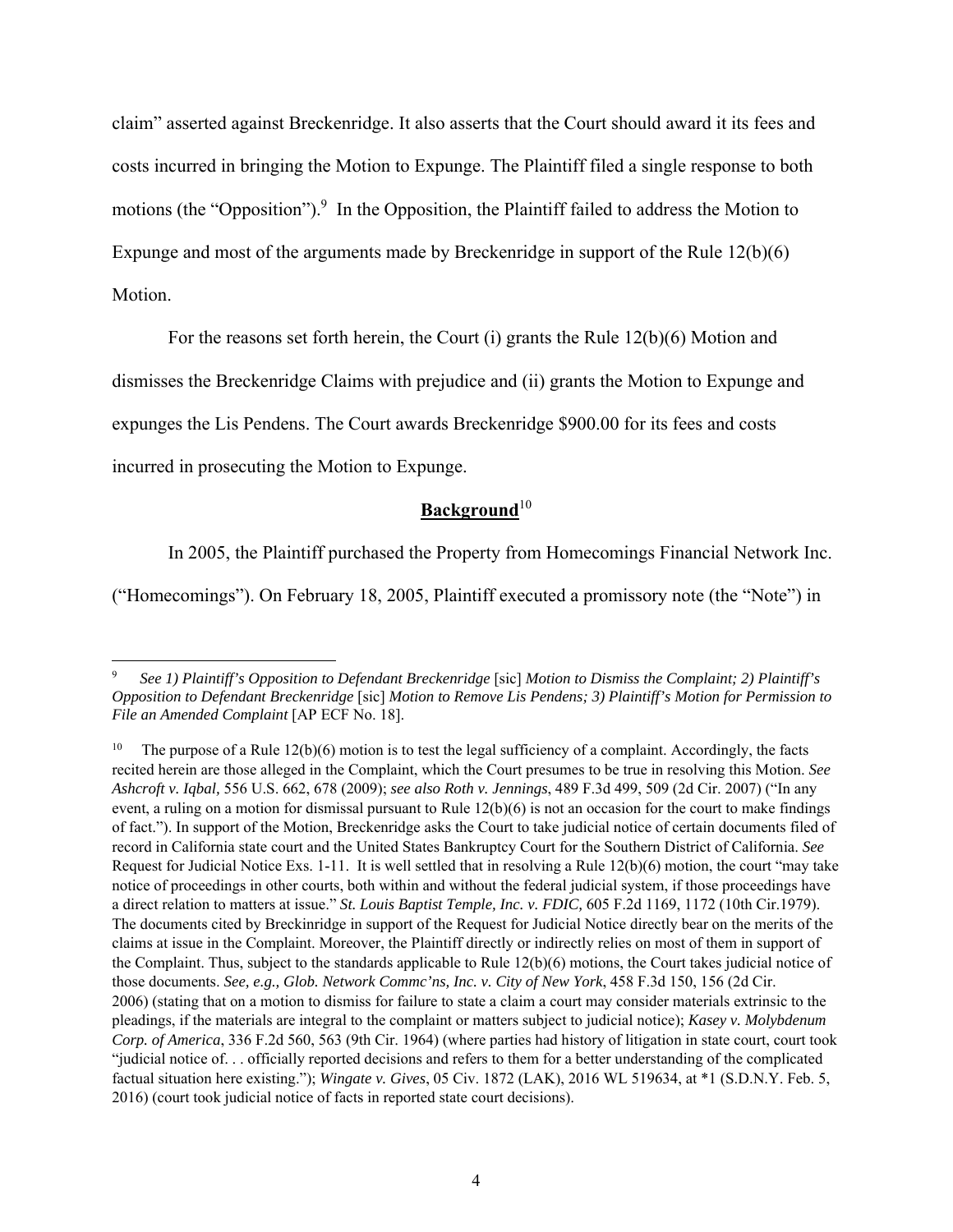claim" asserted against Breckenridge. It also asserts that the Court should award it its fees and costs incurred in bringing the Motion to Expunge. The Plaintiff filed a single response to both motions (the "Opposition").[9] In the Opposition, the Plaintiff failed to address the Motion to Expunge and most of the arguments made by Breckenridge in support of the Rule 12(b)(6) Motion.

For the reasons set forth herein, the Court (i) grants the Rule 12(b)(6) Motion and dismisses the Breckenridge Claims with prejudice and (ii) grants the Motion to Expunge and expunges the Lis Pendens. The Court awards Breckenridge $900.00 for its fees and costs incurred in prosecuting the Motion to Expunge.

## **Background**[10]

In 2005, the Plaintiff purchased the Property from Homecomings Financial Network Inc. ("Homecomings"). On February 18, 2005, Plaintiff executed a promissory note (the "Note") in

---

[9] *See 1) Plaintiff's Opposition to Defendant Breckenridge* [sic] *Motion to Dismiss the Complaint; 2) Plaintiff's Opposition to Defendant Breckenridge* [sic] *Motion to Remove Lis Pendens; 3) Plaintiff's Motion for Permission to File an Amended Complaint* [AP ECF No. 18].

[10] The purpose of a Rule 12(b)(6) motion is to test the legal sufficiency of a complaint. Accordingly, the facts recited herein are those alleged in the Complaint, which the Court presumes to be true in resolving this Motion. *See Ashcroft v. Iqbal,* 556 U.S. 662, 678 (2009); *see also Roth v. Jennings*, 489 F.3d 499, 509 (2d Cir. 2007) ("In any event, a ruling on a motion for dismissal pursuant to Rule 12(b)(6) is not an occasion for the court to make findings of fact."). In support of the Motion, Breckenridge asks the Court to take judicial notice of certain documents filed of record in California state court and the United States Bankruptcy Court for the Southern District of California. *See* Request for Judicial Notice Exs. 1-11. It is well settled that in resolving a Rule 12(b)(6) motion, the court "may take notice of proceedings in other courts, both within and without the federal judicial system, if those proceedings have a direct relation to matters at issue." *St. Louis Baptist Temple, Inc. v. FDIC,* 605 F.2d 1169, 1172 (10th Cir.1979). The documents cited by Breckinridge in support of the Request for Judicial Notice directly bear on the merits of the claims at issue in the Complaint. Moreover, the Plaintiff directly or indirectly relies on most of them in support of the Complaint. Thus, subject to the standards applicable to Rule 12(b)(6) motions, the Court takes judicial notice of those documents. *See, e.g., Glob. Network Commc'ns, Inc. v. City of New York*, 458 F.3d 150, 156 (2d Cir. 2006) (stating that on a motion to dismiss for failure to state a claim a court may consider materials extrinsic to the pleadings, if the materials are integral to the complaint or matters subject to judicial notice); *Kasey v. Molybdenum Corp. of America*, 336 F.2d 560, 563 (9th Cir. 1964) (where parties had history of litigation in state court, court took "judicial notice of. . . officially reported decisions and refers to them for a better understanding of the complicated factual situation here existing."); *Wingate v. Gives*, 05 Civ. 1872 (LAK), 2016 WL 519634, at *1 (S.D.N.Y. Feb. 5, 2016) (court took judicial notice of facts in reported state court decisions).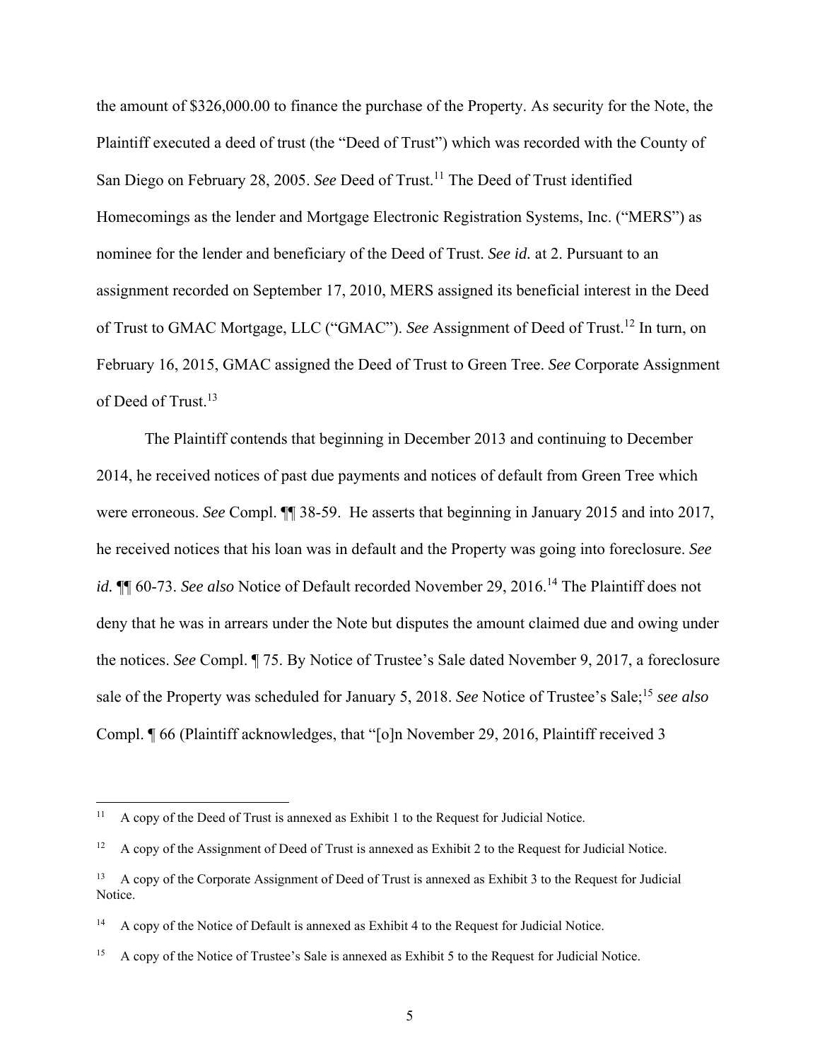the amount of $326,000.00 to finance the purchase of the Property. As security for the Note, the Plaintiff executed a deed of trust (the "Deed of Trust") which was recorded with the County of San Diego on February 28, 2005. *See* Deed of Trust.[11] The Deed of Trust identified Homecomings as the lender and Mortgage Electronic Registration Systems, Inc. ("MERS") as nominee for the lender and beneficiary of the Deed of Trust. *See id.* at 2. Pursuant to an assignment recorded on September 17, 2010, MERS assigned its beneficial interest in the Deed of Trust to GMAC Mortgage, LLC ("GMAC"). *See* Assignment of Deed of Trust.[12] In turn, on February 16, 2015, GMAC assigned the Deed of Trust to Green Tree. *See* Corporate Assignment of Deed of Trust.[13]

The Plaintiff contends that beginning in December 2013 and continuing to December 2014, he received notices of past due payments and notices of default from Green Tree which were erroneous. *See* Compl. ¶¶ 38-59. He asserts that beginning in January 2015 and into 2017, he received notices that his loan was in default and the Property was going into foreclosure. *See id.* ¶¶ 60-73. *See also* Notice of Default recorded November 29, 2016.[14] The Plaintiff does not deny that he was in arrears under the Note but disputes the amount claimed due and owing under the notices. *See* Compl. ¶ 75. By Notice of Trustee's Sale dated November 9, 2017, a foreclosure sale of the Property was scheduled for January 5, 2018. *See* Notice of Trustee's Sale;[15] *see also* Compl. ¶ 66 (Plaintiff acknowledges, that "[o]n November 29, 2016, Plaintiff received 3

---

[11] A copy of the Deed of Trust is annexed as Exhibit 1 to the Request for Judicial Notice.

[12] A copy of the Assignment of Deed of Trust is annexed as Exhibit 2 to the Request for Judicial Notice.

[13] A copy of the Corporate Assignment of Deed of Trust is annexed as Exhibit 3 to the Request for Judicial Notice.

[14] A copy of the Notice of Default is annexed as Exhibit 4 to the Request for Judicial Notice.

[15] A copy of the Notice of Trustee's Sale is annexed as Exhibit 5 to the Request for Judicial Notice.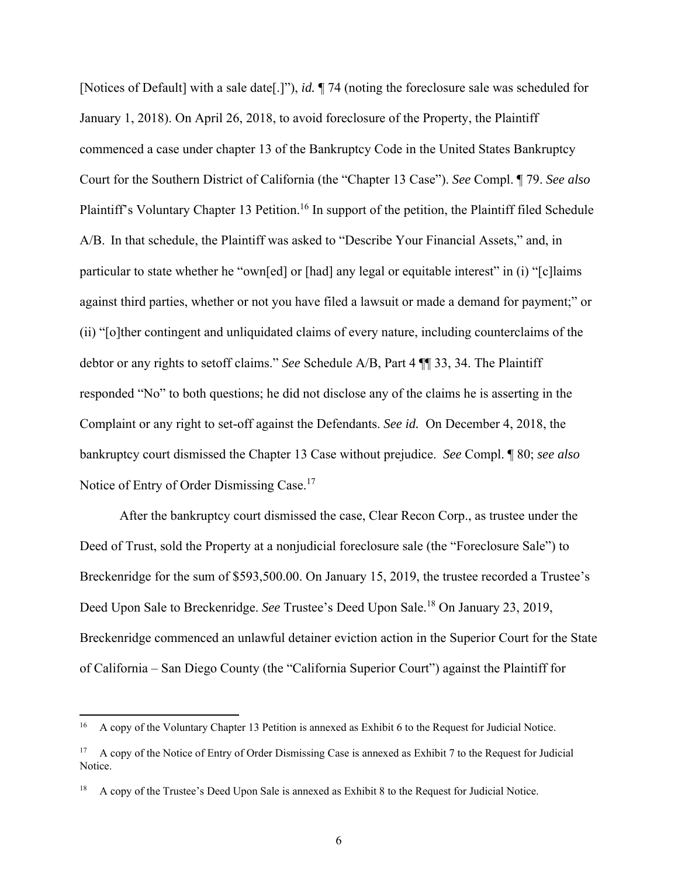[Notices of Default] with a sale date[.]"), *id.* ¶ 74 (noting the foreclosure sale was scheduled for January 1, 2018). On April 26, 2018, to avoid foreclosure of the Property, the Plaintiff commenced a case under chapter 13 of the Bankruptcy Code in the United States Bankruptcy Court for the Southern District of California (the "Chapter 13 Case"). *See* Compl. ¶ 79. *See also* Plaintiff's Voluntary Chapter 13 Petition.[16] In support of the petition, the Plaintiff filed Schedule A/B. In that schedule, the Plaintiff was asked to "Describe Your Financial Assets," and, in particular to state whether he "own[ed] or [had] any legal or equitable interest" in (i) "[c]laims against third parties, whether or not you have filed a lawsuit or made a demand for payment;" or (ii) "[o]ther contingent and unliquidated claims of every nature, including counterclaims of the debtor or any rights to setoff claims." *See* Schedule A/B, Part 4 ¶¶ 33, 34. The Plaintiff responded "No" to both questions; he did not disclose any of the claims he is asserting in the Complaint or any right to set-off against the Defendants. *See id.* On December 4, 2018, the bankruptcy court dismissed the Chapter 13 Case without prejudice. *See* Compl. ¶ 80; *see also* Notice of Entry of Order Dismissing Case.[17]

After the bankruptcy court dismissed the case, Clear Recon Corp., as trustee under the Deed of Trust, sold the Property at a nonjudicial foreclosure sale (the "Foreclosure Sale") to Breckenridge for the sum of $593,500.00. On January 15, 2019, the trustee recorded a Trustee's Deed Upon Sale to Breckenridge. *See* Trustee's Deed Upon Sale.[18] On January 23, 2019, Breckenridge commenced an unlawful detainer eviction action in the Superior Court for the State of California – San Diego County (the "California Superior Court") against the Plaintiff for

---

[16] A copy of the Voluntary Chapter 13 Petition is annexed as Exhibit 6 to the Request for Judicial Notice.

[17] A copy of the Notice of Entry of Order Dismissing Case is annexed as Exhibit 7 to the Request for Judicial Notice.

[18] A copy of the Trustee's Deed Upon Sale is annexed as Exhibit 8 to the Request for Judicial Notice.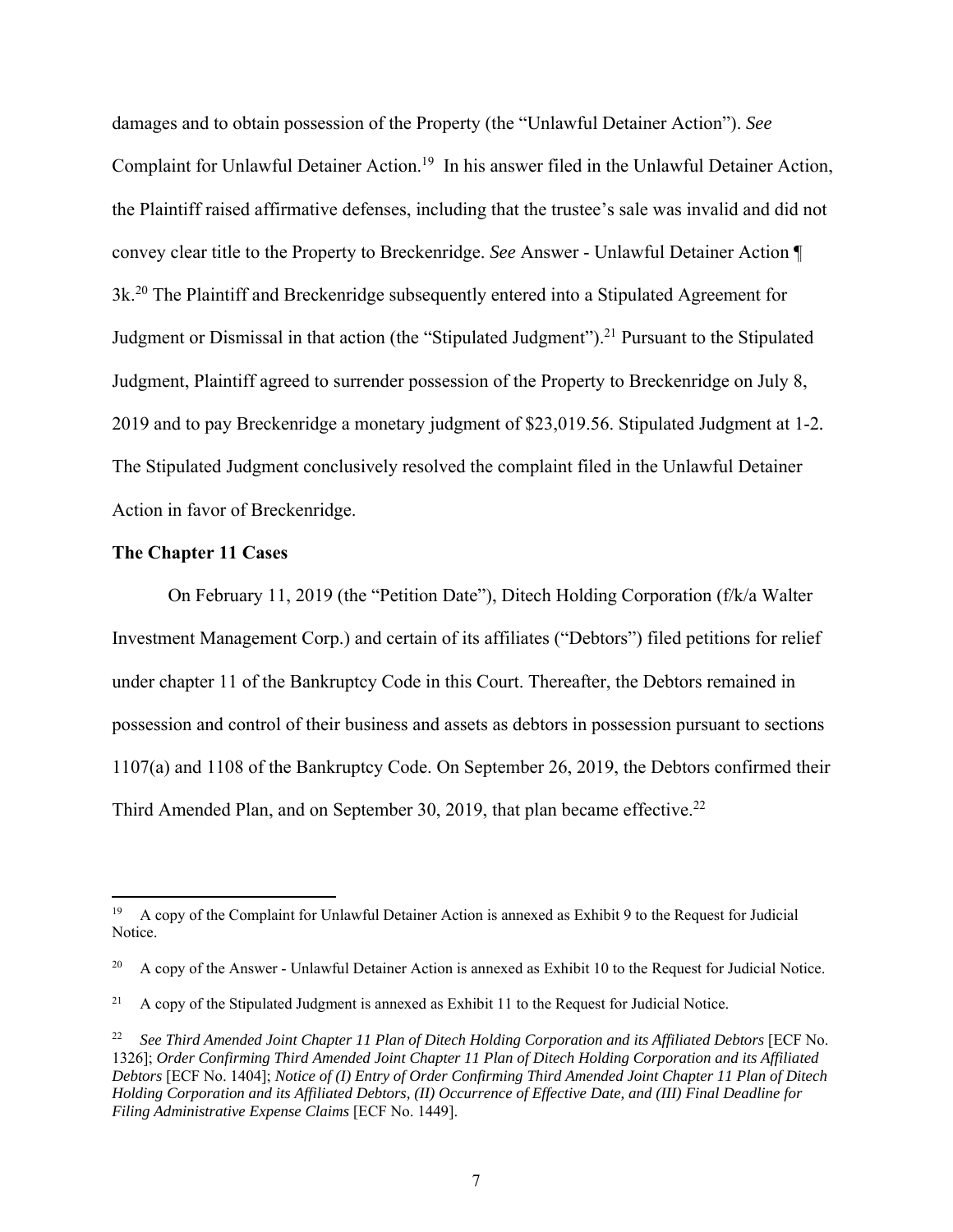damages and to obtain possession of the Property (the "Unlawful Detainer Action"). *See* Complaint for Unlawful Detainer Action.[19] In his answer filed in the Unlawful Detainer Action, the Plaintiff raised affirmative defenses, including that the trustee's sale was invalid and did not convey clear title to the Property to Breckenridge. *See* Answer - Unlawful Detainer Action ¶ 3k.[20] The Plaintiff and Breckenridge subsequently entered into a Stipulated Agreement for Judgment or Dismissal in that action (the "Stipulated Judgment").[21] Pursuant to the Stipulated Judgment, Plaintiff agreed to surrender possession of the Property to Breckenridge on July 8, 2019 and to pay Breckenridge a monetary judgment of $23,019.56. Stipulated Judgment at 1-2. The Stipulated Judgment conclusively resolved the complaint filed in the Unlawful Detainer Action in favor of Breckenridge.

**The Chapter 11 Cases**

On February 11, 2019 (the "Petition Date"), Ditech Holding Corporation (f/k/a Walter Investment Management Corp.) and certain of its affiliates ("Debtors") filed petitions for relief under chapter 11 of the Bankruptcy Code in this Court. Thereafter, the Debtors remained in possession and control of their business and assets as debtors in possession pursuant to sections 1107(a) and 1108 of the Bankruptcy Code. On September 26, 2019, the Debtors confirmed their Third Amended Plan, and on September 30, 2019, that plan became effective.[22]

---

[19] A copy of the Complaint for Unlawful Detainer Action is annexed as Exhibit 9 to the Request for Judicial Notice.

[20] A copy of the Answer - Unlawful Detainer Action is annexed as Exhibit 10 to the Request for Judicial Notice.

[21] A copy of the Stipulated Judgment is annexed as Exhibit 11 to the Request for Judicial Notice.

[22] *See Third Amended Joint Chapter 11 Plan of Ditech Holding Corporation and its Affiliated Debtors* [ECF No. 1326]; *Order Confirming Third Amended Joint Chapter 11 Plan of Ditech Holding Corporation and its Affiliated Debtors* [ECF No. 1404]; *Notice of (I) Entry of Order Confirming Third Amended Joint Chapter 11 Plan of Ditech Holding Corporation and its Affiliated Debtors, (II) Occurrence of Effective Date, and (III) Final Deadline for Filing Administrative Expense Claims* [ECF No. 1449].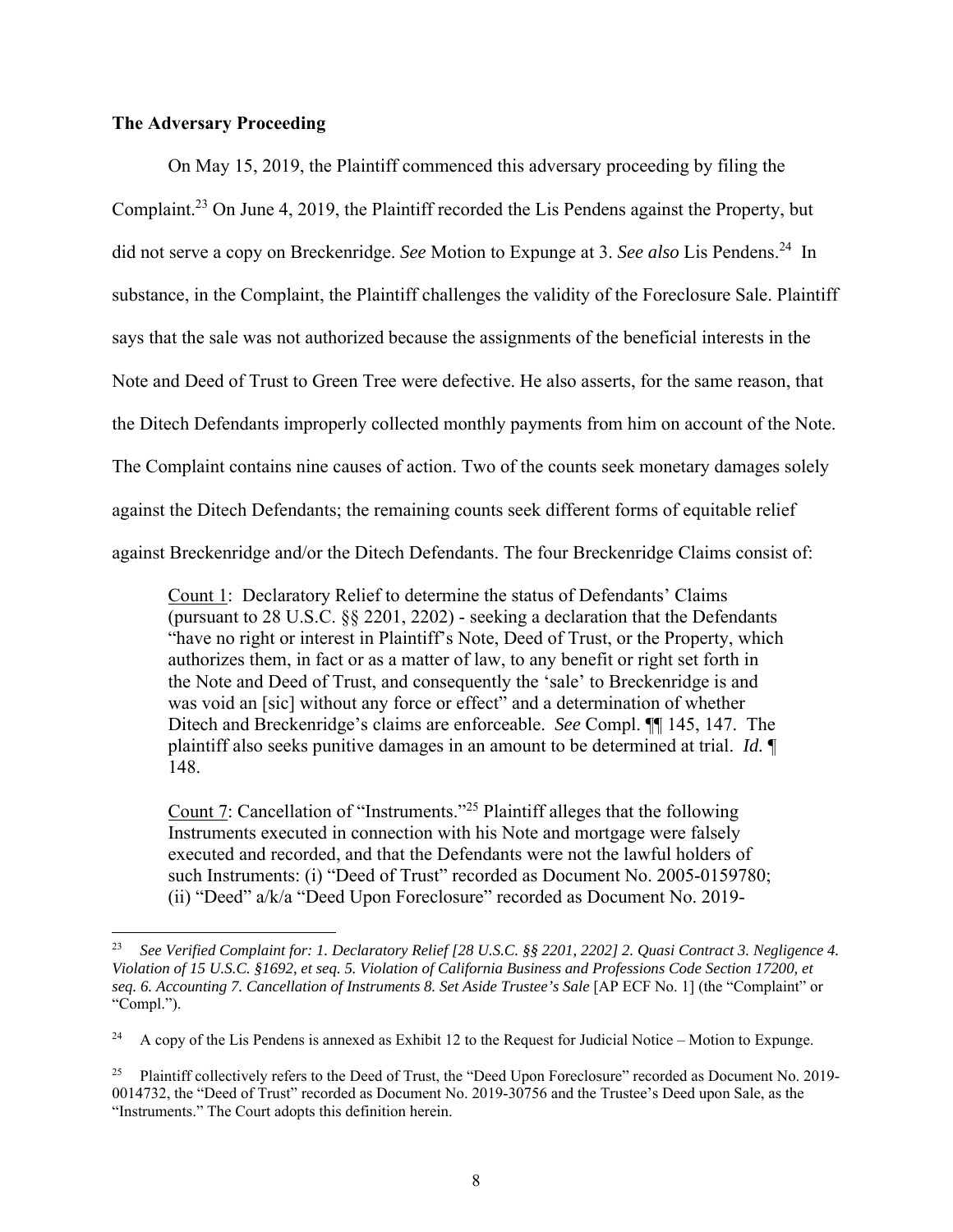**The Adversary Proceeding**

On May 15, 2019, the Plaintiff commenced this adversary proceeding by filing the Complaint.[23] On June 4, 2019, the Plaintiff recorded the Lis Pendens against the Property, but did not serve a copy on Breckenridge. *See* Motion to Expunge at 3. *See also* Lis Pendens.[24] In substance, in the Complaint, the Plaintiff challenges the validity of the Foreclosure Sale. Plaintiff says that the sale was not authorized because the assignments of the beneficial interests in the Note and Deed of Trust to Green Tree were defective. He also asserts, for the same reason, that the Ditech Defendants improperly collected monthly payments from him on account of the Note. The Complaint contains nine causes of action. Two of the counts seek monetary damages solely against the Ditech Defendants; the remaining counts seek different forms of equitable relief against Breckenridge and/or the Ditech Defendants. The four Breckenridge Claims consist of:

> Count 1: Declaratory Relief to determine the status of Defendants' Claims (pursuant to 28 U.S.C. §§ 2201, 2202) - seeking a declaration that the Defendants "have no right or interest in Plaintiff's Note, Deed of Trust, or the Property, which authorizes them, in fact or as a matter of law, to any benefit or right set forth in the Note and Deed of Trust, and consequently the 'sale' to Breckenridge is and was void an [sic] without any force or effect" and a determination of whether Ditech and Breckenridge's claims are enforceable. *See* Compl. ¶¶ 145, 147. The plaintiff also seeks punitive damages in an amount to be determined at trial. *Id.* ¶ 148.
>
> Count 7: Cancellation of "Instruments."[25] Plaintiff alleges that the following Instruments executed in connection with his Note and mortgage were falsely executed and recorded, and that the Defendants were not the lawful holders of such Instruments: (i) "Deed of Trust" recorded as Document No. 2005-0159780; (ii) "Deed" a/k/a "Deed Upon Foreclosure" recorded as Document No. 2019-

---

[23] *See Verified Complaint for: 1. Declaratory Relief [28 U.S.C. §§ 2201, 2202] 2. Quasi Contract 3. Negligence 4. Violation of 15 U.S.C. §1692, et seq. 5. Violation of California Business and Professions Code Section 17200, et seq. 6. Accounting 7. Cancellation of Instruments 8. Set Aside Trustee's Sale* [AP ECF No. 1] (the "Complaint" or "Compl.").

[24] A copy of the Lis Pendens is annexed as Exhibit 12 to the Request for Judicial Notice – Motion to Expunge.

[25] Plaintiff collectively refers to the Deed of Trust, the "Deed Upon Foreclosure" recorded as Document No. 2019-0014732, the "Deed of Trust" recorded as Document No. 2019-30756 and the Trustee's Deed upon Sale, as the "Instruments." The Court adopts this definition herein.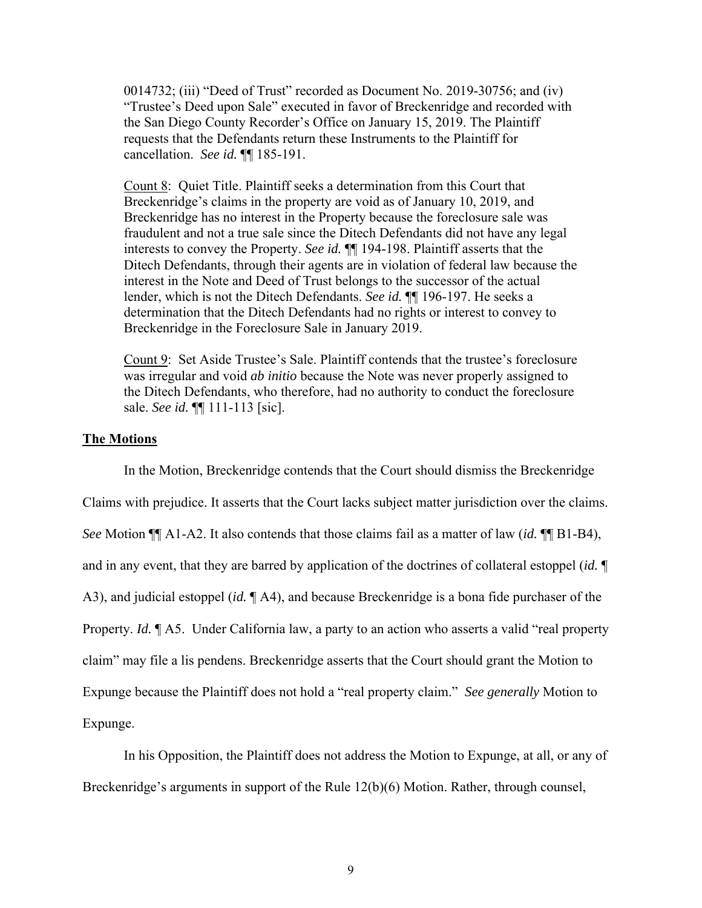0014732; (iii) "Deed of Trust" recorded as Document No. 2019-30756; and (iv) "Trustee's Deed upon Sale" executed in favor of Breckenridge and recorded with the San Diego County Recorder's Office on January 15, 2019. The Plaintiff requests that the Defendants return these Instruments to the Plaintiff for cancellation. *See id.* ¶¶ 185-191.

Count 8: Quiet Title. Plaintiff seeks a determination from this Court that Breckenridge's claims in the property are void as of January 10, 2019, and Breckenridge has no interest in the Property because the foreclosure sale was fraudulent and not a true sale since the Ditech Defendants did not have any legal interests to convey the Property. *See id.* ¶¶ 194-198. Plaintiff asserts that the Ditech Defendants, through their agents are in violation of federal law because the interest in the Note and Deed of Trust belongs to the successor of the actual lender, which is not the Ditech Defendants. *See id.* ¶¶ 196-197. He seeks a determination that the Ditech Defendants had no rights or interest to convey to Breckenridge in the Foreclosure Sale in January 2019.

Count 9: Set Aside Trustee's Sale. Plaintiff contends that the trustee's foreclosure was irregular and void *ab initio* because the Note was never properly assigned to the Ditech Defendants, who therefore, had no authority to conduct the foreclosure sale. *See id.* ¶¶ 111-113 [sic].

**The Motions**

In the Motion, Breckenridge contends that the Court should dismiss the Breckenridge Claims with prejudice. It asserts that the Court lacks subject matter jurisdiction over the claims. *See* Motion ¶¶ A1-A2. It also contends that those claims fail as a matter of law (*id.* ¶¶ B1-B4), and in any event, that they are barred by application of the doctrines of collateral estoppel (*id.* ¶ A3), and judicial estoppel (*id.* ¶ A4), and because Breckenridge is a bona fide purchaser of the Property. *Id.* ¶ A5. Under California law, a party to an action who asserts a valid "real property claim" may file a lis pendens. Breckenridge asserts that the Court should grant the Motion to Expunge because the Plaintiff does not hold a "real property claim." *See generally* Motion to Expunge.

In his Opposition, the Plaintiff does not address the Motion to Expunge, at all, or any of Breckenridge's arguments in support of the Rule 12(b)(6) Motion. Rather, through counsel,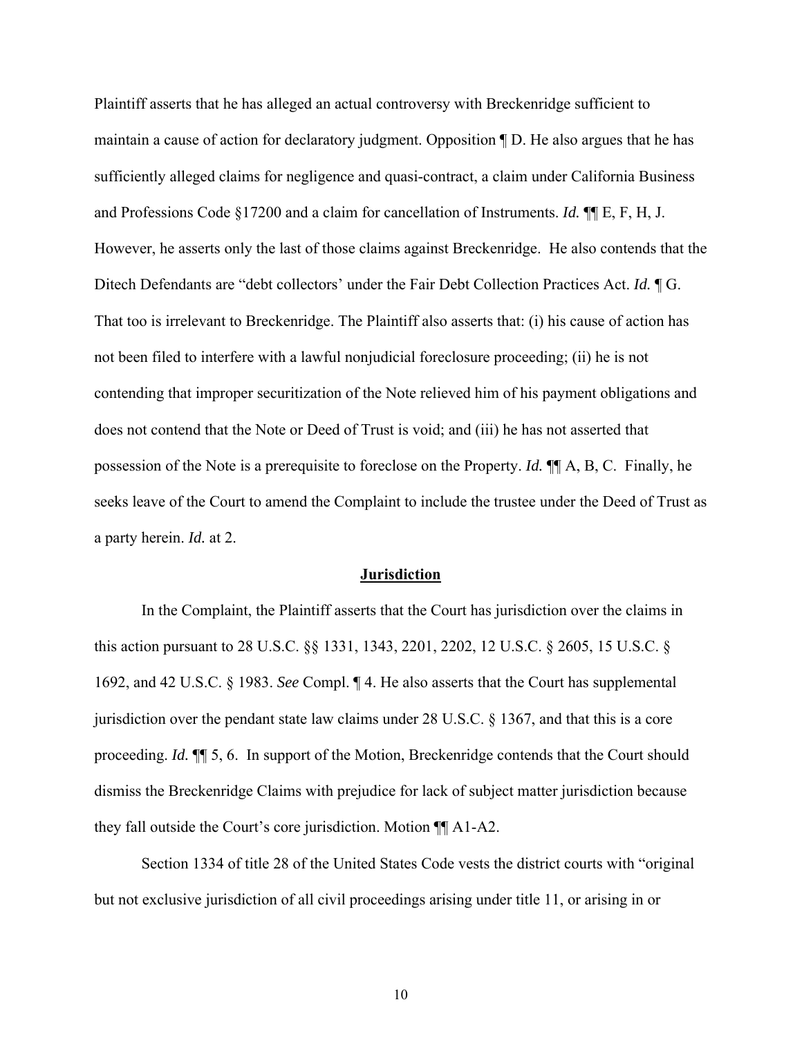Plaintiff asserts that he has alleged an actual controversy with Breckenridge sufficient to maintain a cause of action for declaratory judgment. Opposition ¶ D. He also argues that he has sufficiently alleged claims for negligence and quasi-contract, a claim under California Business and Professions Code §17200 and a claim for cancellation of Instruments. *Id.* ¶¶ E, F, H, J. However, he asserts only the last of those claims against Breckenridge. He also contends that the Ditech Defendants are "debt collectors' under the Fair Debt Collection Practices Act. *Id.* ¶ G. That too is irrelevant to Breckenridge. The Plaintiff also asserts that: (i) his cause of action has not been filed to interfere with a lawful nonjudicial foreclosure proceeding; (ii) he is not contending that improper securitization of the Note relieved him of his payment obligations and does not contend that the Note or Deed of Trust is void; and (iii) he has not asserted that possession of the Note is a prerequisite to foreclose on the Property. *Id.* ¶¶ A, B, C. Finally, he seeks leave of the Court to amend the Complaint to include the trustee under the Deed of Trust as a party herein. *Id.* at 2.

## Jurisdiction

In the Complaint, the Plaintiff asserts that the Court has jurisdiction over the claims in this action pursuant to 28 U.S.C. §§ 1331, 1343, 2201, 2202, 12 U.S.C. § 2605, 15 U.S.C. § 1692, and 42 U.S.C. § 1983. *See* Compl. ¶ 4. He also asserts that the Court has supplemental jurisdiction over the pendant state law claims under 28 U.S.C. § 1367, and that this is a core proceeding. *Id.* ¶¶ 5, 6. In support of the Motion, Breckenridge contends that the Court should dismiss the Breckenridge Claims with prejudice for lack of subject matter jurisdiction because they fall outside the Court's core jurisdiction. Motion ¶¶ A1-A2.

Section 1334 of title 28 of the United States Code vests the district courts with "original but not exclusive jurisdiction of all civil proceedings arising under title 11, or arising in or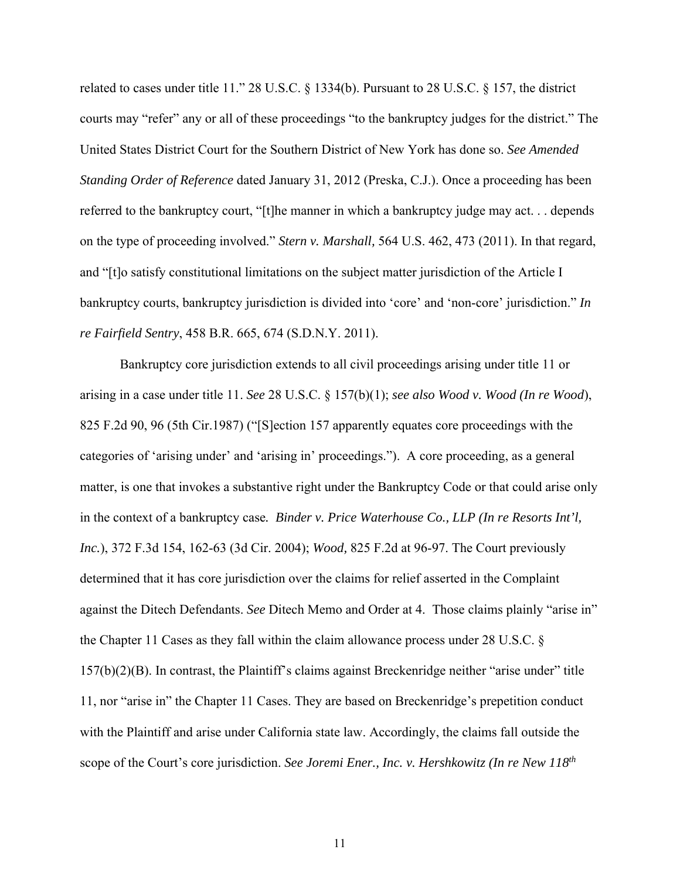related to cases under title 11." 28 U.S.C. § 1334(b). Pursuant to 28 U.S.C. § 157, the district courts may "refer" any or all of these proceedings "to the bankruptcy judges for the district." The United States District Court for the Southern District of New York has done so. *See Amended Standing Order of Reference* dated January 31, 2012 (Preska, C.J.). Once a proceeding has been referred to the bankruptcy court, "[t]he manner in which a bankruptcy judge may act. . . depends on the type of proceeding involved." *Stern v. Marshall,* 564 U.S. 462, 473 (2011). In that regard, and "[t]o satisfy constitutional limitations on the subject matter jurisdiction of the Article I bankruptcy courts, bankruptcy jurisdiction is divided into 'core' and 'non-core' jurisdiction." *In re Fairfield Sentry*, 458 B.R. 665, 674 (S.D.N.Y. 2011).

Bankruptcy core jurisdiction extends to all civil proceedings arising under title 11 or arising in a case under title 11. *See* 28 U.S.C. § 157(b)(1); *see also Wood v. Wood (In re Wood*), 825 F.2d 90, 96 (5th Cir.1987) ("[S]ection 157 apparently equates core proceedings with the categories of 'arising under' and 'arising in' proceedings."). A core proceeding, as a general matter, is one that invokes a substantive right under the Bankruptcy Code or that could arise only in the context of a bankruptcy case*. Binder v. Price Waterhouse Co., LLP (In re Resorts Int'l, Inc.*), 372 F.3d 154, 162-63 (3d Cir. 2004); *Wood,* 825 F.2d at 96-97. The Court previously determined that it has core jurisdiction over the claims for relief asserted in the Complaint against the Ditech Defendants. *See* Ditech Memo and Order at 4. Those claims plainly "arise in" the Chapter 11 Cases as they fall within the claim allowance process under 28 U.S.C. § 157(b)(2)(B). In contrast, the Plaintiff's claims against Breckenridge neither "arise under" title 11, nor "arise in" the Chapter 11 Cases. They are based on Breckenridge's prepetition conduct with the Plaintiff and arise under California state law. Accordingly, the claims fall outside the scope of the Court's core jurisdiction. *See Joremi Ener., Inc. v. Hershkowitz (In re New 118th*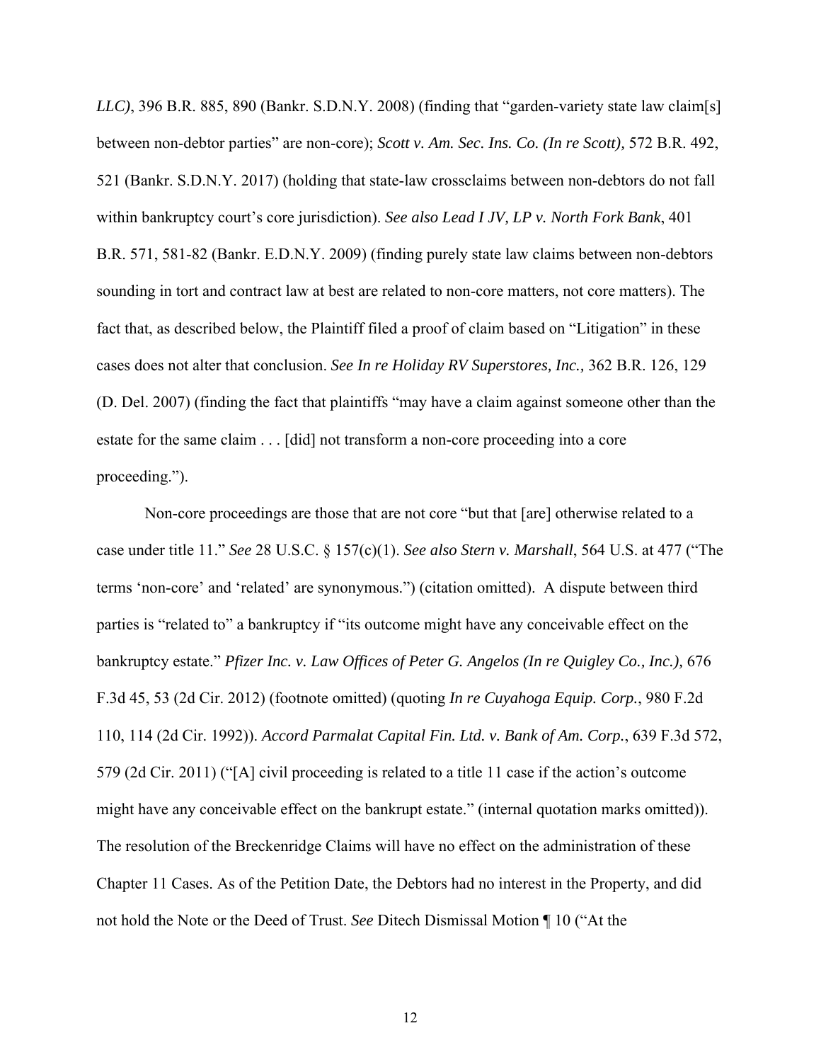*LLC)*, 396 B.R. 885, 890 (Bankr. S.D.N.Y. 2008) (finding that "garden-variety state law claim[s] between non-debtor parties" are non-core); *Scott v. Am. Sec. Ins. Co. (In re Scott),* 572 B.R. 492, 521 (Bankr. S.D.N.Y. 2017) (holding that state-law crossclaims between non-debtors do not fall within bankruptcy court's core jurisdiction). *See also Lead I JV, LP v. North Fork Bank*, 401 B.R. 571, 581-82 (Bankr. E.D.N.Y. 2009) (finding purely state law claims between non-debtors sounding in tort and contract law at best are related to non-core matters, not core matters). The fact that, as described below, the Plaintiff filed a proof of claim based on "Litigation" in these cases does not alter that conclusion. *See In re Holiday RV Superstores, Inc.,* 362 B.R. 126, 129 (D. Del. 2007) (finding the fact that plaintiffs "may have a claim against someone other than the estate for the same claim . . . [did] not transform a non-core proceeding into a core proceeding.").

Non-core proceedings are those that are not core "but that [are] otherwise related to a case under title 11." *See* 28 U.S.C. § 157(c)(1). *See also Stern v. Marshall*, 564 U.S. at 477 ("The terms 'non-core' and 'related' are synonymous.") (citation omitted). A dispute between third parties is "related to" a bankruptcy if "its outcome might have any conceivable effect on the bankruptcy estate." *Pfizer Inc. v. Law Offices of Peter G. Angelos (In re Quigley Co., Inc.),* 676 F.3d 45, 53 (2d Cir. 2012) (footnote omitted) (quoting *In re Cuyahoga Equip. Corp.*, 980 F.2d 110, 114 (2d Cir. 1992)). *Accord Parmalat Capital Fin. Ltd. v. Bank of Am. Corp.*, 639 F.3d 572, 579 (2d Cir. 2011) ("[A] civil proceeding is related to a title 11 case if the action's outcome might have any conceivable effect on the bankrupt estate." (internal quotation marks omitted)). The resolution of the Breckenridge Claims will have no effect on the administration of these Chapter 11 Cases. As of the Petition Date, the Debtors had no interest in the Property, and did not hold the Note or the Deed of Trust. *See* Ditech Dismissal Motion ¶ 10 ("At the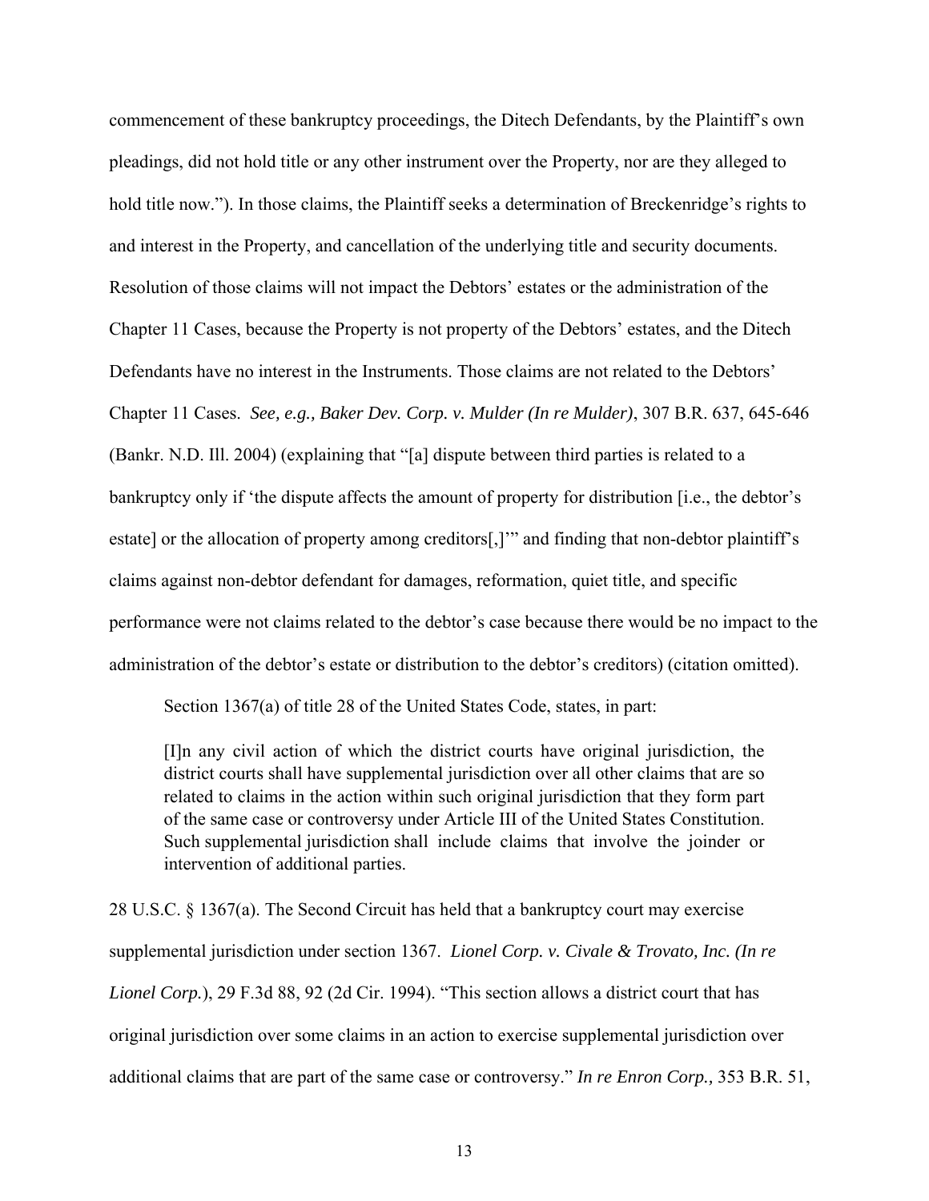commencement of these bankruptcy proceedings, the Ditech Defendants, by the Plaintiff's own pleadings, did not hold title or any other instrument over the Property, nor are they alleged to hold title now."). In those claims, the Plaintiff seeks a determination of Breckenridge's rights to and interest in the Property, and cancellation of the underlying title and security documents. Resolution of those claims will not impact the Debtors' estates or the administration of the Chapter 11 Cases, because the Property is not property of the Debtors' estates, and the Ditech Defendants have no interest in the Instruments. Those claims are not related to the Debtors' Chapter 11 Cases. *See, e.g., Baker Dev. Corp. v. Mulder (In re Mulder)*, 307 B.R. 637, 645-646 (Bankr. N.D. Ill. 2004) (explaining that "[a] dispute between third parties is related to a bankruptcy only if 'the dispute affects the amount of property for distribution [i.e., the debtor's estate] or the allocation of property among creditors[,]'" and finding that non-debtor plaintiff's claims against non-debtor defendant for damages, reformation, quiet title, and specific performance were not claims related to the debtor's case because there would be no impact to the administration of the debtor's estate or distribution to the debtor's creditors) (citation omitted).

Section 1367(a) of title 28 of the United States Code, states, in part:

> [I]n any civil action of which the district courts have original jurisdiction, the district courts shall have supplemental jurisdiction over all other claims that are so related to claims in the action within such original jurisdiction that they form part of the same case or controversy under Article III of the United States Constitution. Such supplemental jurisdiction shall include claims that involve the joinder or intervention of additional parties.

28 U.S.C. § 1367(a). The Second Circuit has held that a bankruptcy court may exercise supplemental jurisdiction under section 1367. *Lionel Corp. v. Civale & Trovato, Inc. (In re Lionel Corp.*), 29 F.3d 88, 92 (2d Cir. 1994). "This section allows a district court that has original jurisdiction over some claims in an action to exercise supplemental jurisdiction over additional claims that are part of the same case or controversy." *In re Enron Corp.,* 353 B.R. 51,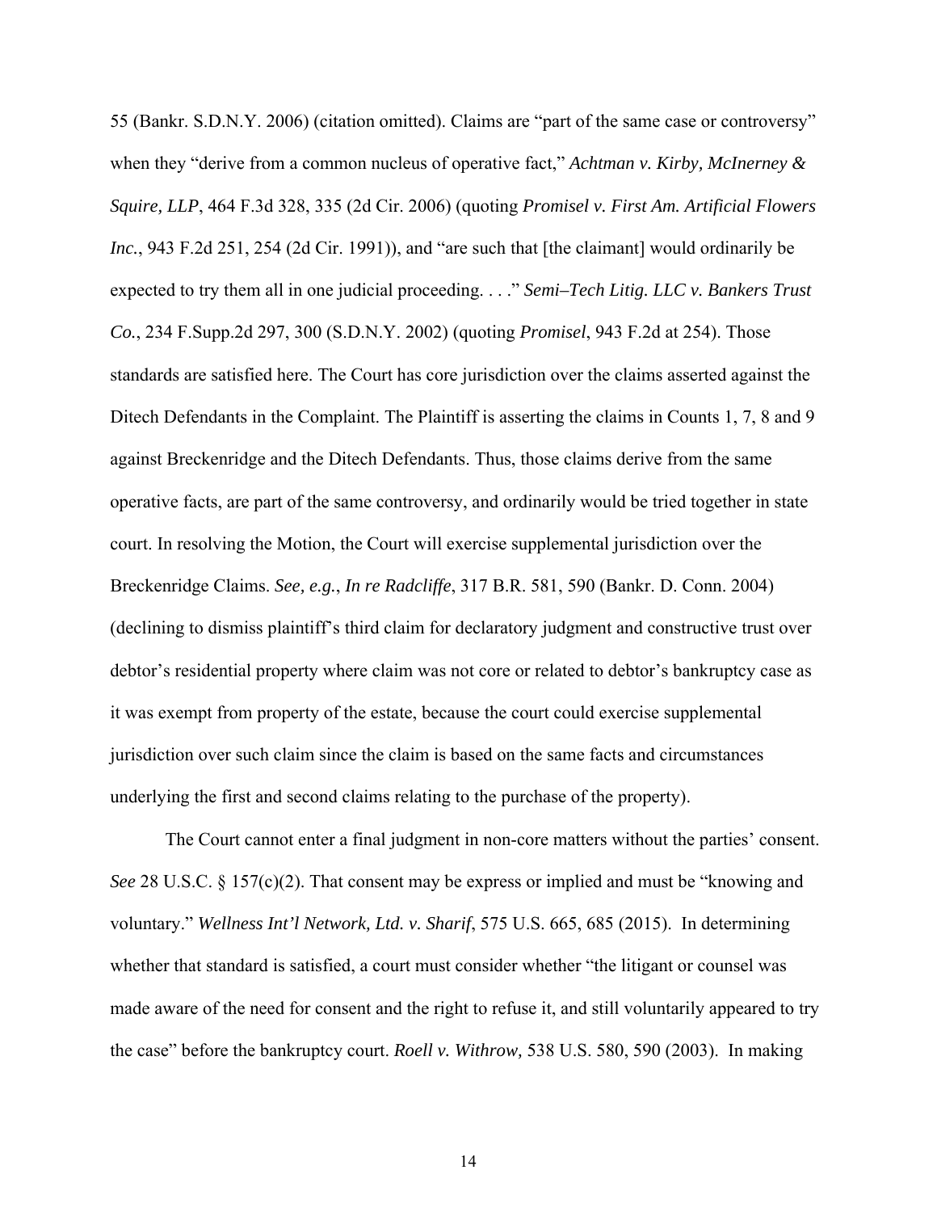55 (Bankr. S.D.N.Y. 2006) (citation omitted). Claims are "part of the same case or controversy" when they "derive from a common nucleus of operative fact," *Achtman v. Kirby, McInerney & Squire, LLP*, 464 F.3d 328, 335 (2d Cir. 2006) (quoting *Promisel v. First Am. Artificial Flowers Inc.*, 943 F.2d 251, 254 (2d Cir. 1991)), and "are such that [the claimant] would ordinarily be expected to try them all in one judicial proceeding. . . ." *Semi–Tech Litig. LLC v. Bankers Trust Co.*, 234 F.Supp.2d 297, 300 (S.D.N.Y. 2002) (quoting *Promisel*, 943 F.2d at 254). Those standards are satisfied here. The Court has core jurisdiction over the claims asserted against the Ditech Defendants in the Complaint. The Plaintiff is asserting the claims in Counts 1, 7, 8 and 9 against Breckenridge and the Ditech Defendants. Thus, those claims derive from the same operative facts, are part of the same controversy, and ordinarily would be tried together in state court. In resolving the Motion, the Court will exercise supplemental jurisdiction over the Breckenridge Claims. *See, e.g.*, *In re Radcliffe*, 317 B.R. 581, 590 (Bankr. D. Conn. 2004) (declining to dismiss plaintiff's third claim for declaratory judgment and constructive trust over debtor's residential property where claim was not core or related to debtor's bankruptcy case as it was exempt from property of the estate, because the court could exercise supplemental jurisdiction over such claim since the claim is based on the same facts and circumstances underlying the first and second claims relating to the purchase of the property).

The Court cannot enter a final judgment in non-core matters without the parties' consent. *See* 28 U.S.C. § 157(c)(2). That consent may be express or implied and must be "knowing and voluntary." *Wellness Int'l Network, Ltd. v. Sharif*, 575 U.S. 665, 685 (2015). In determining whether that standard is satisfied, a court must consider whether "the litigant or counsel was made aware of the need for consent and the right to refuse it, and still voluntarily appeared to try the case" before the bankruptcy court. *Roell v. Withrow,* 538 U.S. 580, 590 (2003). In making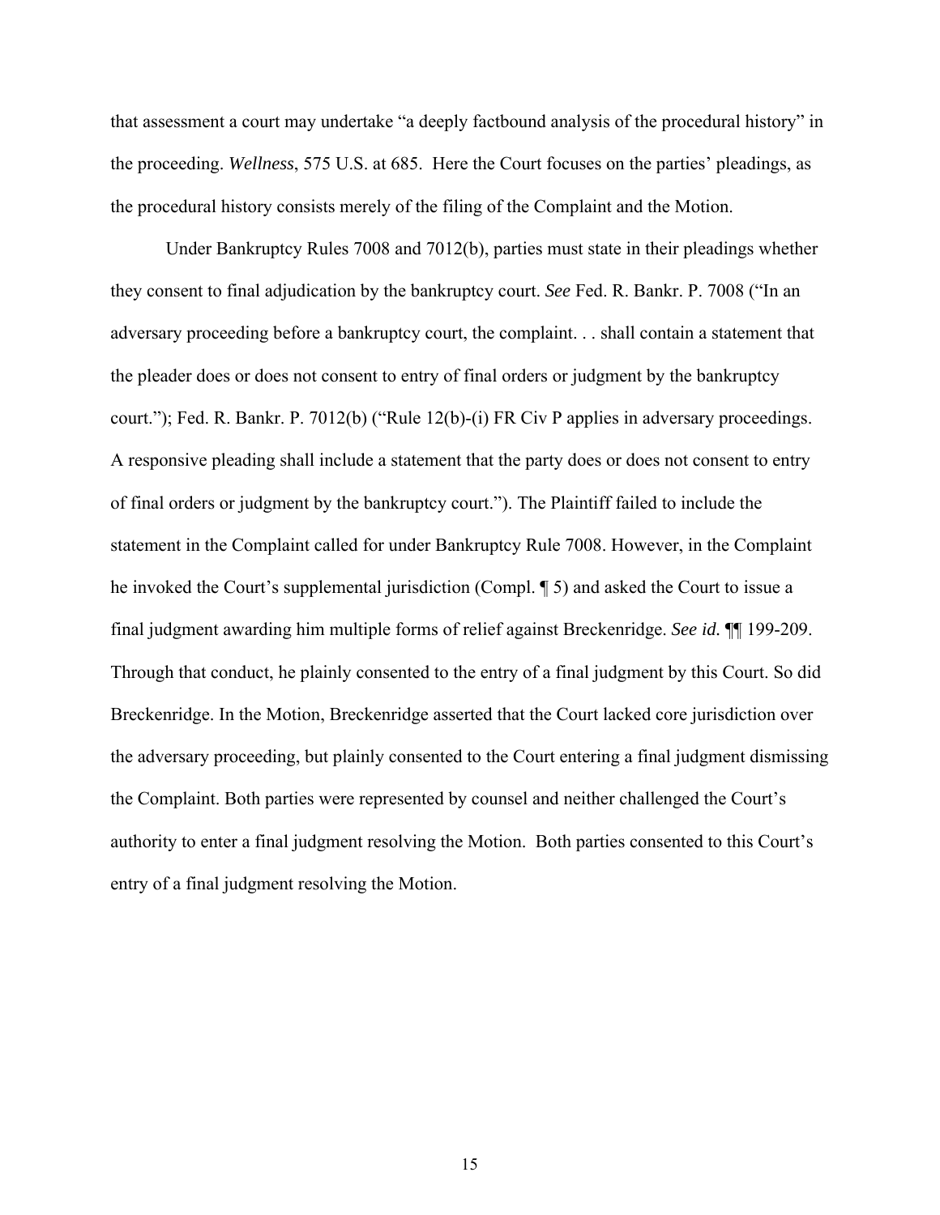that assessment a court may undertake "a deeply factbound analysis of the procedural history" in the proceeding. *Wellness*, 575 U.S. at 685. Here the Court focuses on the parties' pleadings, as the procedural history consists merely of the filing of the Complaint and the Motion.

Under Bankruptcy Rules 7008 and 7012(b), parties must state in their pleadings whether they consent to final adjudication by the bankruptcy court. *See* Fed. R. Bankr. P. 7008 ("In an adversary proceeding before a bankruptcy court, the complaint. . . shall contain a statement that the pleader does or does not consent to entry of final orders or judgment by the bankruptcy court."); Fed. R. Bankr. P. 7012(b) ("Rule 12(b)-(i) FR Civ P applies in adversary proceedings. A responsive pleading shall include a statement that the party does or does not consent to entry of final orders or judgment by the bankruptcy court."). The Plaintiff failed to include the statement in the Complaint called for under Bankruptcy Rule 7008. However, in the Complaint he invoked the Court's supplemental jurisdiction (Compl. ¶ 5) and asked the Court to issue a final judgment awarding him multiple forms of relief against Breckenridge. *See id.* ¶¶ 199-209. Through that conduct, he plainly consented to the entry of a final judgment by this Court. So did Breckenridge. In the Motion, Breckenridge asserted that the Court lacked core jurisdiction over the adversary proceeding, but plainly consented to the Court entering a final judgment dismissing the Complaint. Both parties were represented by counsel and neither challenged the Court's authority to enter a final judgment resolving the Motion. Both parties consented to this Court's entry of a final judgment resolving the Motion.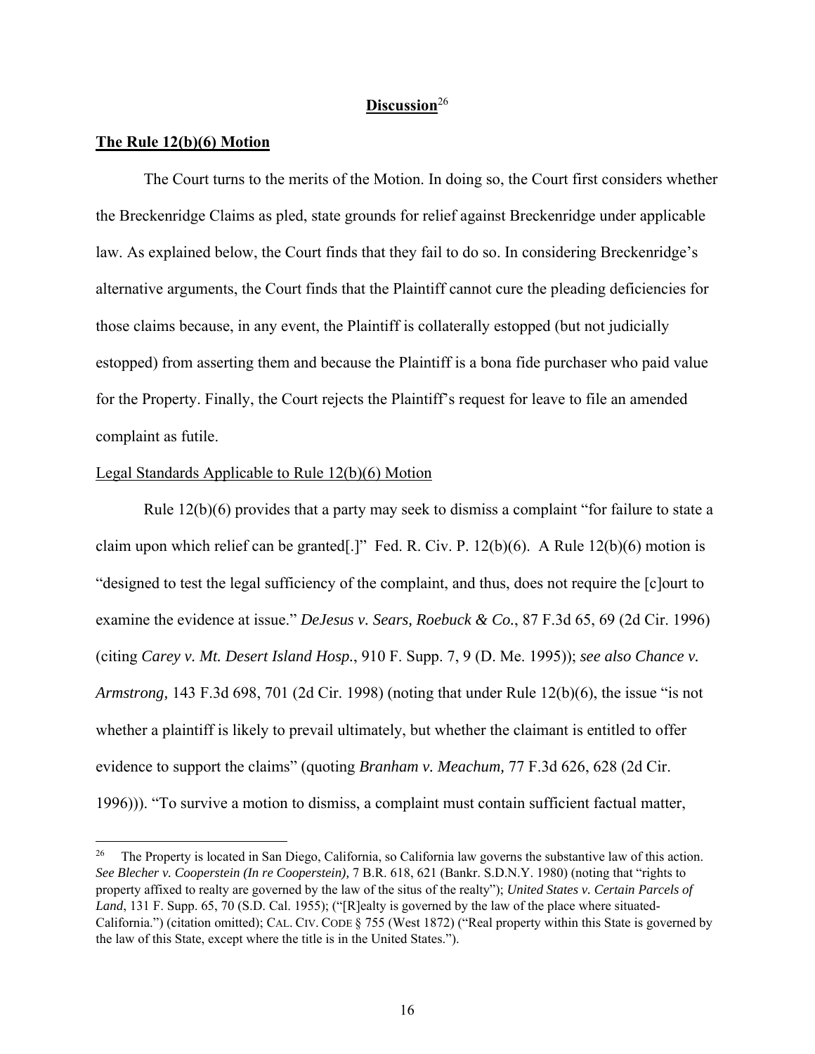## **Discussion**[26]

### **The Rule 12(b)(6) Motion**

The Court turns to the merits of the Motion. In doing so, the Court first considers whether the Breckenridge Claims as pled, state grounds for relief against Breckenridge under applicable law. As explained below, the Court finds that they fail to do so. In considering Breckenridge's alternative arguments, the Court finds that the Plaintiff cannot cure the pleading deficiencies for those claims because, in any event, the Plaintiff is collaterally estopped (but not judicially estopped) from asserting them and because the Plaintiff is a bona fide purchaser who paid value for the Property. Finally, the Court rejects the Plaintiff's request for leave to file an amended complaint as futile.

#### Legal Standards Applicable to Rule 12(b)(6) Motion

Rule 12(b)(6) provides that a party may seek to dismiss a complaint "for failure to state a claim upon which relief can be granted[.]" Fed. R. Civ. P. 12(b)(6). A Rule 12(b)(6) motion is "designed to test the legal sufficiency of the complaint, and thus, does not require the [c]ourt to examine the evidence at issue." *DeJesus v. Sears, Roebuck & Co.*, 87 F.3d 65, 69 (2d Cir. 1996) (citing *Carey v. Mt. Desert Island Hosp.*, 910 F. Supp. 7, 9 (D. Me. 1995)); *see also Chance v. Armstrong,* 143 F.3d 698, 701 (2d Cir. 1998) (noting that under Rule 12(b)(6), the issue "is not whether a plaintiff is likely to prevail ultimately, but whether the claimant is entitled to offer evidence to support the claims" (quoting *Branham v. Meachum,* 77 F.3d 626, 628 (2d Cir. 1996))). "To survive a motion to dismiss, a complaint must contain sufficient factual matter,

---

[26] The Property is located in San Diego, California, so California law governs the substantive law of this action. *See Blecher v. Cooperstein (In re Cooperstein),* 7 B.R. 618, 621 (Bankr. S.D.N.Y. 1980) (noting that "rights to property affixed to realty are governed by the law of the situs of the realty"); *United States v. Certain Parcels of Land*, 131 F. Supp. 65, 70 (S.D. Cal. 1955); ("[R]ealty is governed by the law of the place where situated-California.") (citation omitted); CAL. CIV. CODE § 755 (West 1872) ("Real property within this State is governed by the law of this State, except where the title is in the United States.").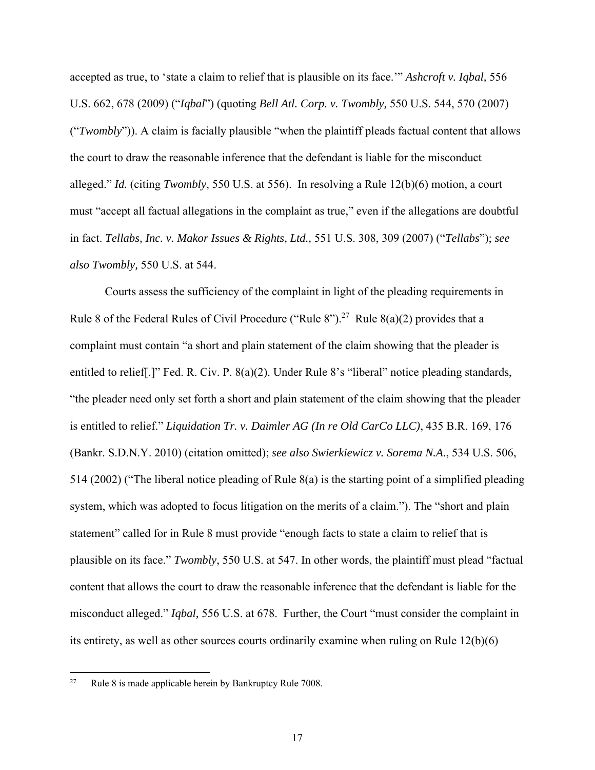accepted as true, to 'state a claim to relief that is plausible on its face.'" *Ashcroft v. Iqbal,* 556 U.S. 662, 678 (2009) ("*Iqbal*") (quoting *Bell Atl. Corp. v. Twombly,* 550 U.S. 544, 570 (2007) ("*Twombly*")). A claim is facially plausible "when the plaintiff pleads factual content that allows the court to draw the reasonable inference that the defendant is liable for the misconduct alleged." *Id.* (citing *Twombly*, 550 U.S. at 556). In resolving a Rule 12(b)(6) motion, a court must "accept all factual allegations in the complaint as true," even if the allegations are doubtful in fact. *Tellabs, Inc. v. Makor Issues & Rights, Ltd.,* 551 U.S. 308, 309 (2007) ("*Tellabs*"); *see also Twombly*, 550 U.S. at 544.

Courts assess the sufficiency of the complaint in light of the pleading requirements in Rule 8 of the Federal Rules of Civil Procedure ("Rule 8").[27] Rule 8(a)(2) provides that a complaint must contain "a short and plain statement of the claim showing that the pleader is entitled to relief[.]" Fed. R. Civ. P. 8(a)(2). Under Rule 8's "liberal" notice pleading standards, "the pleader need only set forth a short and plain statement of the claim showing that the pleader is entitled to relief." *Liquidation Tr. v. Daimler AG (In re Old CarCo LLC)*, 435 B.R. 169, 176 (Bankr. S.D.N.Y. 2010) (citation omitted); *see also Swierkiewicz v. Sorema N.A.*, 534 U.S. 506, 514 (2002) ("The liberal notice pleading of Rule 8(a) is the starting point of a simplified pleading system, which was adopted to focus litigation on the merits of a claim."). The "short and plain statement" called for in Rule 8 must provide "enough facts to state a claim to relief that is plausible on its face." *Twombly*, 550 U.S. at 547. In other words, the plaintiff must plead "factual content that allows the court to draw the reasonable inference that the defendant is liable for the misconduct alleged." *Iqbal,* 556 U.S. at 678. Further, the Court "must consider the complaint in its entirety, as well as other sources courts ordinarily examine when ruling on Rule 12(b)(6)

[27] Rule 8 is made applicable herein by Bankruptcy Rule 7008.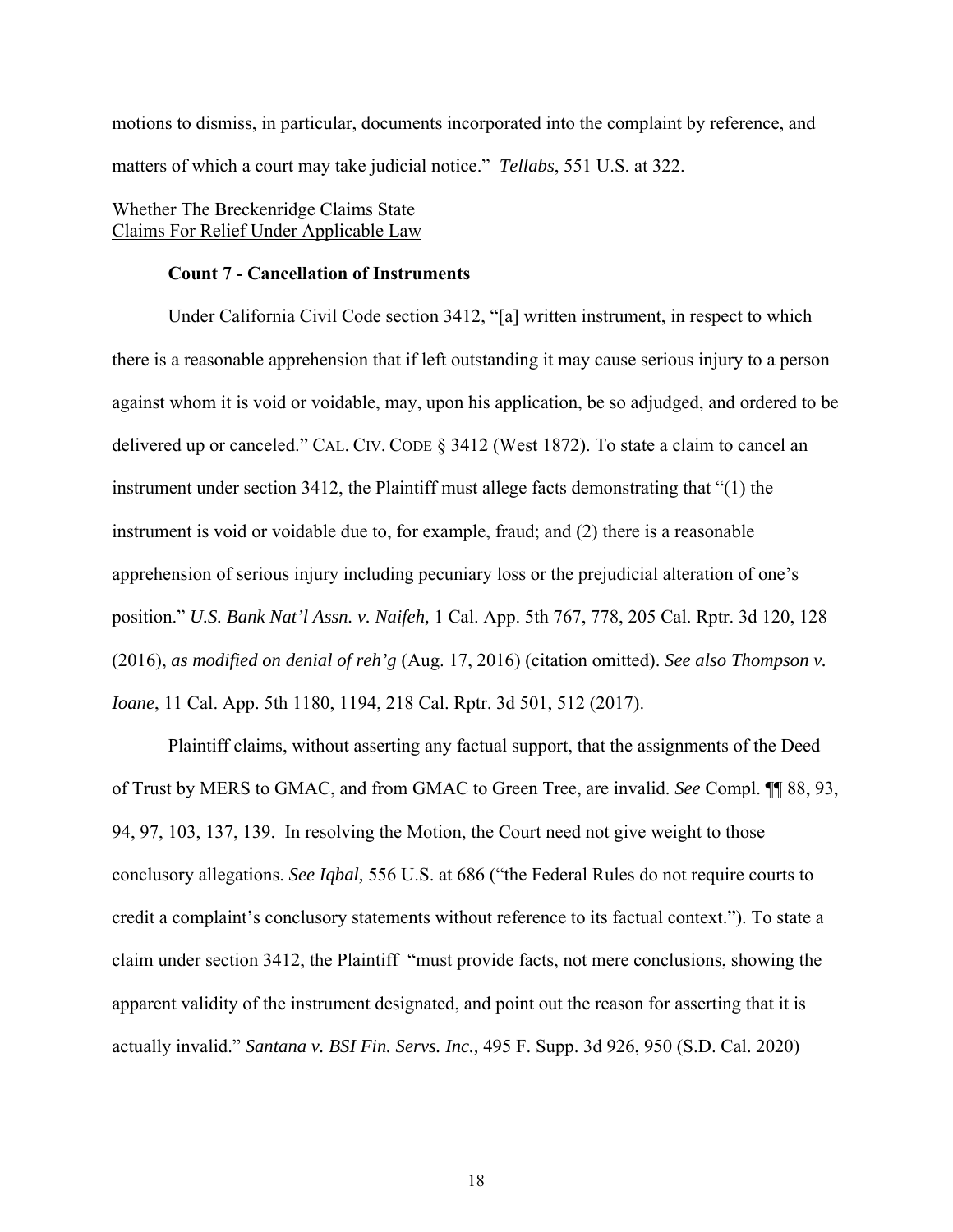motions to dismiss, in particular, documents incorporated into the complaint by reference, and matters of which a court may take judicial notice." *Tellabs*, 551 U.S. at 322.

Whether The Breckenridge Claims State
Claims For Relief Under Applicable Law

**Count 7 - Cancellation of Instruments**

Under California Civil Code section 3412, "[a] written instrument, in respect to which there is a reasonable apprehension that if left outstanding it may cause serious injury to a person against whom it is void or voidable, may, upon his application, be so adjudged, and ordered to be delivered up or canceled." CAL. CIV. CODE § 3412 (West 1872). To state a claim to cancel an instrument under section 3412, the Plaintiff must allege facts demonstrating that "(1) the instrument is void or voidable due to, for example, fraud; and (2) there is a reasonable apprehension of serious injury including pecuniary loss or the prejudicial alteration of one's position." *U.S. Bank Nat'l Assn. v. Naifeh,* 1 Cal. App. 5th 767, 778, 205 Cal. Rptr. 3d 120, 128 (2016), *as modified on denial of reh'g* (Aug. 17, 2016) (citation omitted). *See also Thompson v. Ioane*, 11 Cal. App. 5th 1180, 1194, 218 Cal. Rptr. 3d 501, 512 (2017).

Plaintiff claims, without asserting any factual support, that the assignments of the Deed of Trust by MERS to GMAC, and from GMAC to Green Tree, are invalid. *See* Compl. ¶¶ 88, 93, 94, 97, 103, 137, 139. In resolving the Motion, the Court need not give weight to those conclusory allegations. *See Iqbal,* 556 U.S. at 686 ("the Federal Rules do not require courts to credit a complaint's conclusory statements without reference to its factual context."). To state a claim under section 3412, the Plaintiff "must provide facts, not mere conclusions, showing the apparent validity of the instrument designated, and point out the reason for asserting that it is actually invalid." *Santana v. BSI Fin. Servs. Inc.,* 495 F. Supp. 3d 926, 950 (S.D. Cal. 2020)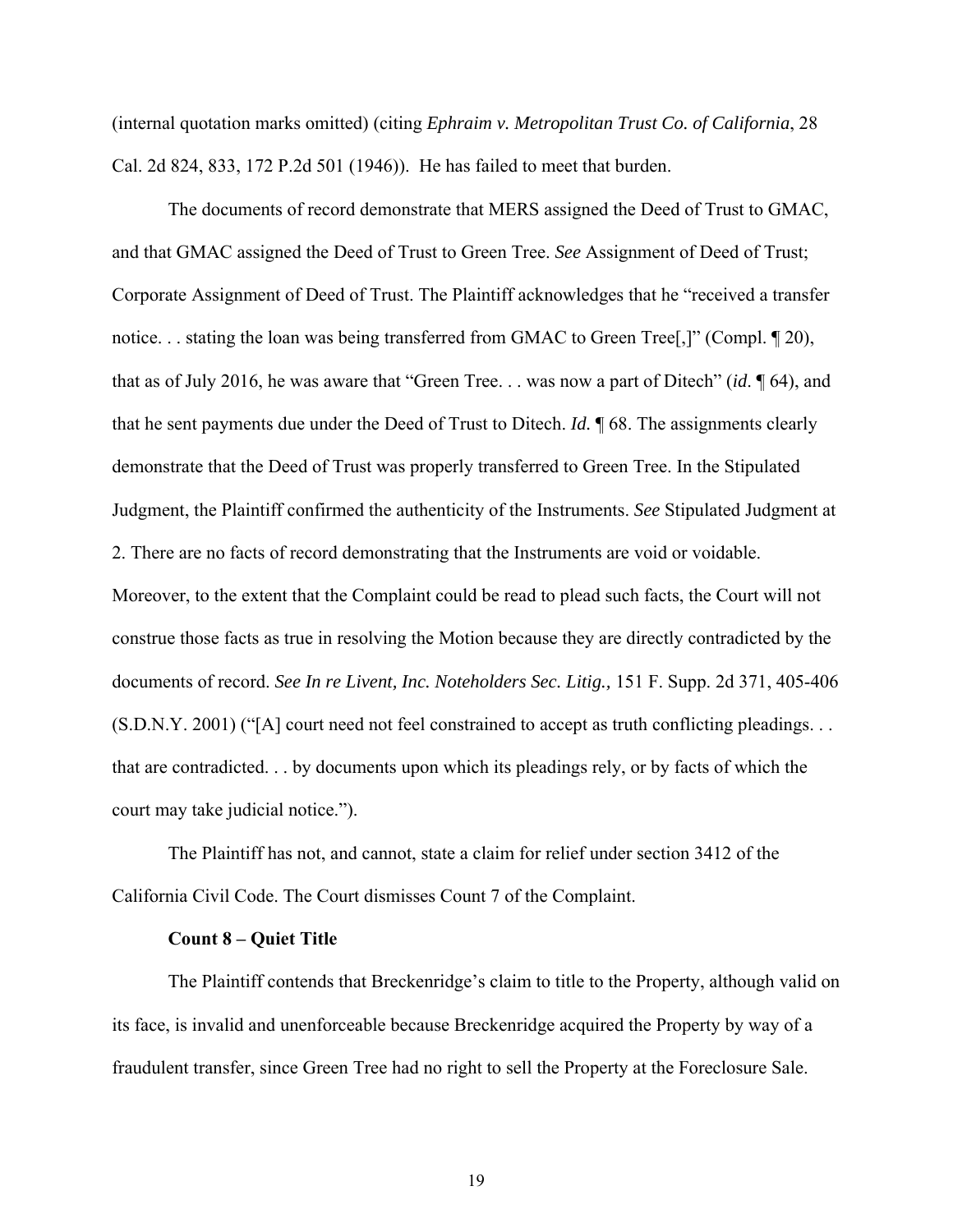(internal quotation marks omitted) (citing *Ephraim v. Metropolitan Trust Co. of California*, 28 Cal. 2d 824, 833, 172 P.2d 501 (1946)). He has failed to meet that burden.

The documents of record demonstrate that MERS assigned the Deed of Trust to GMAC, and that GMAC assigned the Deed of Trust to Green Tree. *See* Assignment of Deed of Trust; Corporate Assignment of Deed of Trust. The Plaintiff acknowledges that he "received a transfer notice. . . stating the loan was being transferred from GMAC to Green Tree[,]" (Compl. ¶ 20), that as of July 2016, he was aware that "Green Tree. . . was now a part of Ditech" (*id*. ¶ 64), and that he sent payments due under the Deed of Trust to Ditech. *Id.* ¶ 68. The assignments clearly demonstrate that the Deed of Trust was properly transferred to Green Tree. In the Stipulated Judgment, the Plaintiff confirmed the authenticity of the Instruments. *See* Stipulated Judgment at 2. There are no facts of record demonstrating that the Instruments are void or voidable. Moreover, to the extent that the Complaint could be read to plead such facts, the Court will not construe those facts as true in resolving the Motion because they are directly contradicted by the documents of record. *See In re Livent, Inc. Noteholders Sec. Litig.,* 151 F. Supp. 2d 371, 405-406 (S.D.N.Y. 2001) ("[A] court need not feel constrained to accept as truth conflicting pleadings. . . that are contradicted. . . by documents upon which its pleadings rely, or by facts of which the court may take judicial notice.").

The Plaintiff has not, and cannot, state a claim for relief under section 3412 of the California Civil Code. The Court dismisses Count 7 of the Complaint.

**Count 8 – Quiet Title**

The Plaintiff contends that Breckenridge's claim to title to the Property, although valid on its face, is invalid and unenforceable because Breckenridge acquired the Property by way of a fraudulent transfer, since Green Tree had no right to sell the Property at the Foreclosure Sale.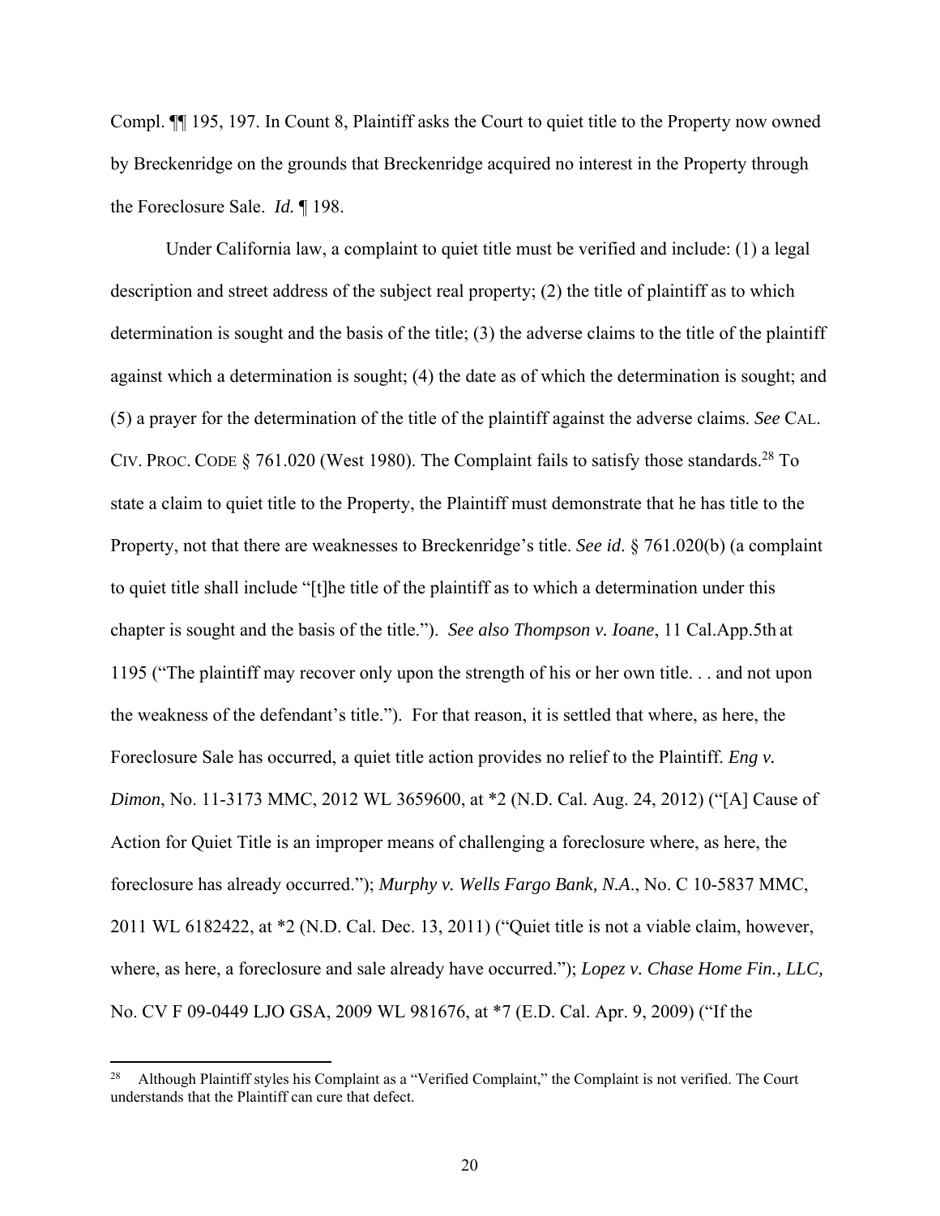Compl. ¶¶ 195, 197. In Count 8, Plaintiff asks the Court to quiet title to the Property now owned by Breckenridge on the grounds that Breckenridge acquired no interest in the Property through the Foreclosure Sale. *Id.* ¶ 198.

Under California law, a complaint to quiet title must be verified and include: (1) a legal description and street address of the subject real property; (2) the title of plaintiff as to which determination is sought and the basis of the title; (3) the adverse claims to the title of the plaintiff against which a determination is sought; (4) the date as of which the determination is sought; and (5) a prayer for the determination of the title of the plaintiff against the adverse claims. *See* CAL. CIV. PROC. CODE § 761.020 (West 1980). The Complaint fails to satisfy those standards.[28] To state a claim to quiet title to the Property, the Plaintiff must demonstrate that he has title to the Property, not that there are weaknesses to Breckenridge's title. *See id*. § 761.020(b) (a complaint to quiet title shall include "[t]he title of the plaintiff as to which a determination under this chapter is sought and the basis of the title."). *See also Thompson v. Ioane*, 11 Cal.App.5th at 1195 ("The plaintiff may recover only upon the strength of his or her own title. . . and not upon the weakness of the defendant's title."). For that reason, it is settled that where, as here, the Foreclosure Sale has occurred, a quiet title action provides no relief to the Plaintiff. *Eng v. Dimon*, No. 11-3173 MMC, 2012 WL 3659600, at *2 (N.D. Cal. Aug. 24, 2012) ("[A] Cause of Action for Quiet Title is an improper means of challenging a foreclosure where, as here, the foreclosure has already occurred."); *Murphy v. Wells Fargo Bank, N.A*., No. C 10-5837 MMC, 2011 WL 6182422, at *2 (N.D. Cal. Dec. 13, 2011) ("Quiet title is not a viable claim, however, where, as here, a foreclosure and sale already have occurred."); *Lopez v. Chase Home Fin., LLC,* No. CV F 09-0449 LJO GSA, 2009 WL 981676, at *7 (E.D. Cal. Apr. 9, 2009) ("If the

---

[28] Although Plaintiff styles his Complaint as a "Verified Complaint," the Complaint is not verified. The Court understands that the Plaintiff can cure that defect.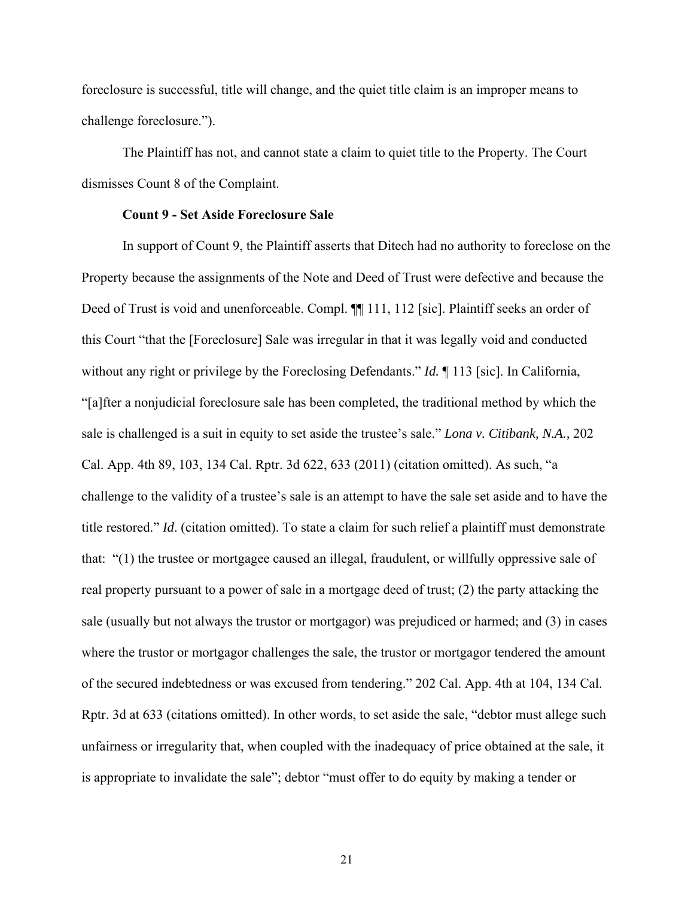foreclosure is successful, title will change, and the quiet title claim is an improper means to challenge foreclosure.").

The Plaintiff has not, and cannot state a claim to quiet title to the Property. The Court dismisses Count 8 of the Complaint.

**Count 9 - Set Aside Foreclosure Sale**

In support of Count 9, the Plaintiff asserts that Ditech had no authority to foreclose on the Property because the assignments of the Note and Deed of Trust were defective and because the Deed of Trust is void and unenforceable. Compl. ¶¶ 111, 112 [sic]. Plaintiff seeks an order of this Court "that the [Foreclosure] Sale was irregular in that it was legally void and conducted without any right or privilege by the Foreclosing Defendants." *Id.* ¶ 113 [sic]. In California, "[a]fter a nonjudicial foreclosure sale has been completed, the traditional method by which the sale is challenged is a suit in equity to set aside the trustee's sale." *Lona v. Citibank, N.A.,* 202 Cal. App. 4th 89, 103, 134 Cal. Rptr. 3d 622, 633 (2011) (citation omitted). As such, "a challenge to the validity of a trustee's sale is an attempt to have the sale set aside and to have the title restored." *Id*. (citation omitted). To state a claim for such relief a plaintiff must demonstrate that: "(1) the trustee or mortgagee caused an illegal, fraudulent, or willfully oppressive sale of real property pursuant to a power of sale in a mortgage deed of trust; (2) the party attacking the sale (usually but not always the trustor or mortgagor) was prejudiced or harmed; and (3) in cases where the trustor or mortgagor challenges the sale, the trustor or mortgagor tendered the amount of the secured indebtedness or was excused from tendering." 202 Cal. App. 4th at 104, 134 Cal. Rptr. 3d at 633 (citations omitted). In other words, to set aside the sale, "debtor must allege such unfairness or irregularity that, when coupled with the inadequacy of price obtained at the sale, it is appropriate to invalidate the sale"; debtor "must offer to do equity by making a tender or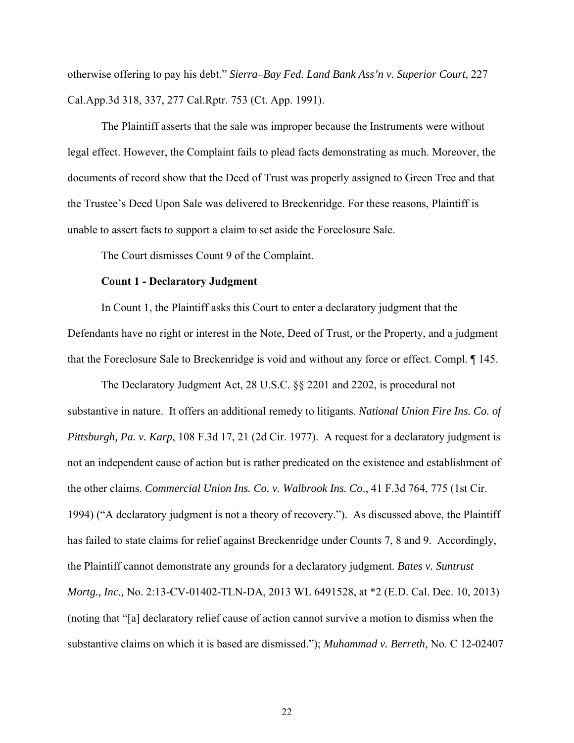otherwise offering to pay his debt." *Sierra–Bay Fed. Land Bank Ass'n v. Superior Court*, 227 Cal.App.3d 318, 337, 277 Cal.Rptr. 753 (Ct. App. 1991).

The Plaintiff asserts that the sale was improper because the Instruments were without legal effect. However, the Complaint fails to plead facts demonstrating as much. Moreover, the documents of record show that the Deed of Trust was properly assigned to Green Tree and that the Trustee's Deed Upon Sale was delivered to Breckenridge. For these reasons, Plaintiff is unable to assert facts to support a claim to set aside the Foreclosure Sale.

The Court dismisses Count 9 of the Complaint.

**Count 1 - Declaratory Judgment**

In Count 1, the Plaintiff asks this Court to enter a declaratory judgment that the Defendants have no right or interest in the Note, Deed of Trust, or the Property, and a judgment that the Foreclosure Sale to Breckenridge is void and without any force or effect. Compl. ¶ 145.

The Declaratory Judgment Act, 28 U.S.C. §§ 2201 and 2202, is procedural not substantive in nature. It offers an additional remedy to litigants. *National Union Fire Ins. Co. of Pittsburgh, Pa. v. Karp*, 108 F.3d 17, 21 (2d Cir. 1977). A request for a declaratory judgment is not an independent cause of action but is rather predicated on the existence and establishment of the other claims. *Commercial Union Ins. Co. v. Walbrook Ins. Co*., 41 F.3d 764, 775 (1st Cir. 1994) ("A declaratory judgment is not a theory of recovery."). As discussed above, the Plaintiff has failed to state claims for relief against Breckenridge under Counts 7, 8 and 9. Accordingly, the Plaintiff cannot demonstrate any grounds for a declaratory judgment. *Bates v. Suntrust Mortg., Inc.,* No. 2:13-CV-01402-TLN-DA, 2013 WL 6491528, at *2 (E.D. Cal. Dec. 10, 2013) (noting that "[a] declaratory relief cause of action cannot survive a motion to dismiss when the substantive claims on which it is based are dismissed."); *Muhammad v. Berreth*, No. C 12-02407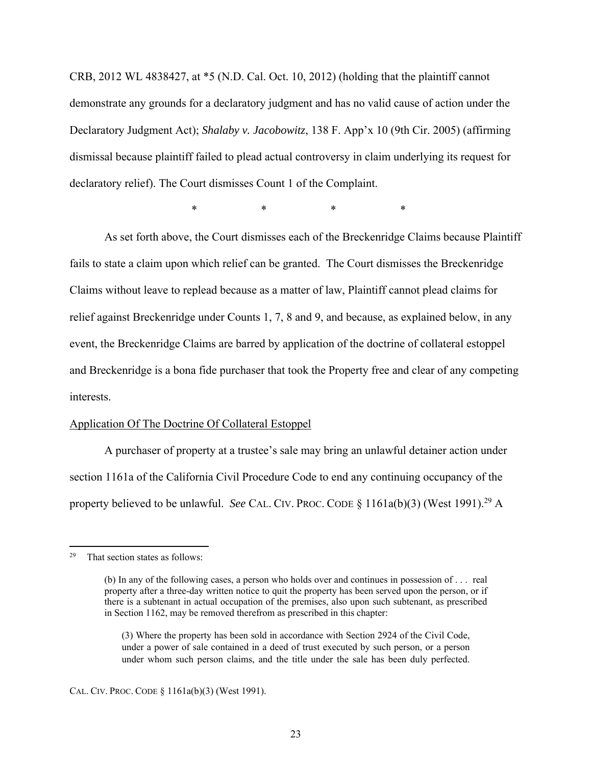CRB, 2012 WL 4838427, at *5 (N.D. Cal. Oct. 10, 2012) (holding that the plaintiff cannot demonstrate any grounds for a declaratory judgment and has no valid cause of action under the Declaratory Judgment Act); *Shalaby v. Jacobowitz*, 138 F. App'x 10 (9th Cir. 2005) (affirming dismissal because plaintiff failed to plead actual controversy in claim underlying its request for declaratory relief). The Court dismisses Count 1 of the Complaint.

\* \* \* \*

As set forth above, the Court dismisses each of the Breckenridge Claims because Plaintiff fails to state a claim upon which relief can be granted. The Court dismisses the Breckenridge Claims without leave to replead because as a matter of law, Plaintiff cannot plead claims for relief against Breckenridge under Counts 1, 7, 8 and 9, and because, as explained below, in any event, the Breckenridge Claims are barred by application of the doctrine of collateral estoppel and Breckenridge is a bona fide purchaser that took the Property free and clear of any competing interests.

<u>Application Of The Doctrine Of Collateral Estoppel</u>

A purchaser of property at a trustee's sale may bring an unlawful detainer action under section 1161a of the California Civil Procedure Code to end any continuing occupancy of the property believed to be unlawful. *See* CAL. CIV. PROC. CODE § 1161a(b)(3) (West 1991).[29] A

---

[29] That section states as follows:

> (b) In any of the following cases, a person who holds over and continues in possession of . . . real property after a three-day written notice to quit the property has been served upon the person, or if there is a subtenant in actual occupation of the premises, also upon such subtenant, as prescribed in Section 1162, may be removed therefrom as prescribed in this chapter:
>
> > (3) Where the property has been sold in accordance with Section 2924 of the Civil Code, under a power of sale contained in a deed of trust executed by such person, or a person under whom such person claims, and the title under the sale has been duly perfected.

CAL. CIV. PROC. CODE § 1161a(b)(3) (West 1991).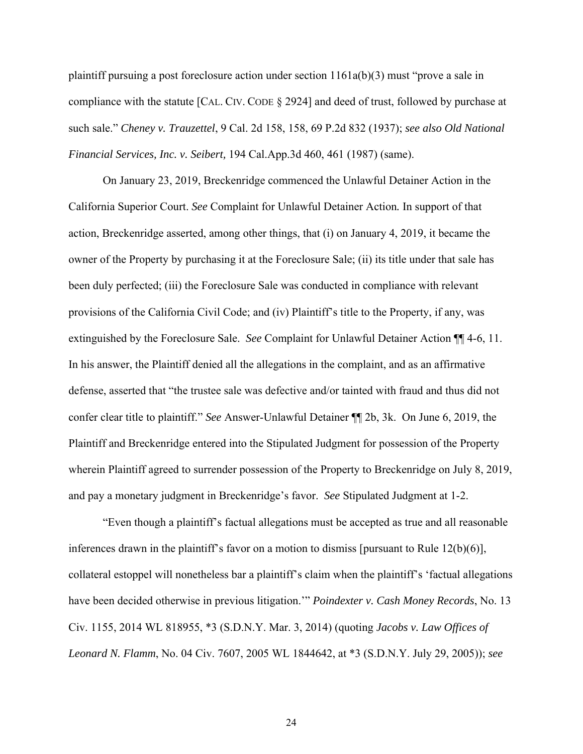plaintiff pursuing a post foreclosure action under section 1161a(b)(3) must "prove a sale in compliance with the statute [CAL. CIV. CODE § 2924] and deed of trust, followed by purchase at such sale." *Cheney v. Trauzettel*, 9 Cal. 2d 158, 158, 69 P.2d 832 (1937); *see also Old National Financial Services, Inc. v. Seibert,* 194 Cal.App.3d 460, 461 (1987) (same).

On January 23, 2019, Breckenridge commenced the Unlawful Detainer Action in the California Superior Court. *See* Complaint for Unlawful Detainer Action. In support of that action, Breckenridge asserted, among other things, that (i) on January 4, 2019, it became the owner of the Property by purchasing it at the Foreclosure Sale; (ii) its title under that sale has been duly perfected; (iii) the Foreclosure Sale was conducted in compliance with relevant provisions of the California Civil Code; and (iv) Plaintiff's title to the Property, if any, was extinguished by the Foreclosure Sale. *See* Complaint for Unlawful Detainer Action ¶¶ 4-6, 11. In his answer, the Plaintiff denied all the allegations in the complaint, and as an affirmative defense, asserted that "the trustee sale was defective and/or tainted with fraud and thus did not confer clear title to plaintiff." *See* Answer-Unlawful Detainer ¶¶ 2b, 3k. On June 6, 2019, the Plaintiff and Breckenridge entered into the Stipulated Judgment for possession of the Property wherein Plaintiff agreed to surrender possession of the Property to Breckenridge on July 8, 2019, and pay a monetary judgment in Breckenridge's favor. *See* Stipulated Judgment at 1-2.

"Even though a plaintiff's factual allegations must be accepted as true and all reasonable inferences drawn in the plaintiff's favor on a motion to dismiss [pursuant to Rule 12(b)(6)], collateral estoppel will nonetheless bar a plaintiff's claim when the plaintiff's 'factual allegations have been decided otherwise in previous litigation.'" *Poindexter v. Cash Money Records*, No. 13 Civ. 1155, 2014 WL 818955, *3 (S.D.N.Y. Mar. 3, 2014) (quoting *Jacobs v. Law Offices of Leonard N. Flamm*, No. 04 Civ. 7607, 2005 WL 1844642, at *3 (S.D.N.Y. July 29, 2005)); *see*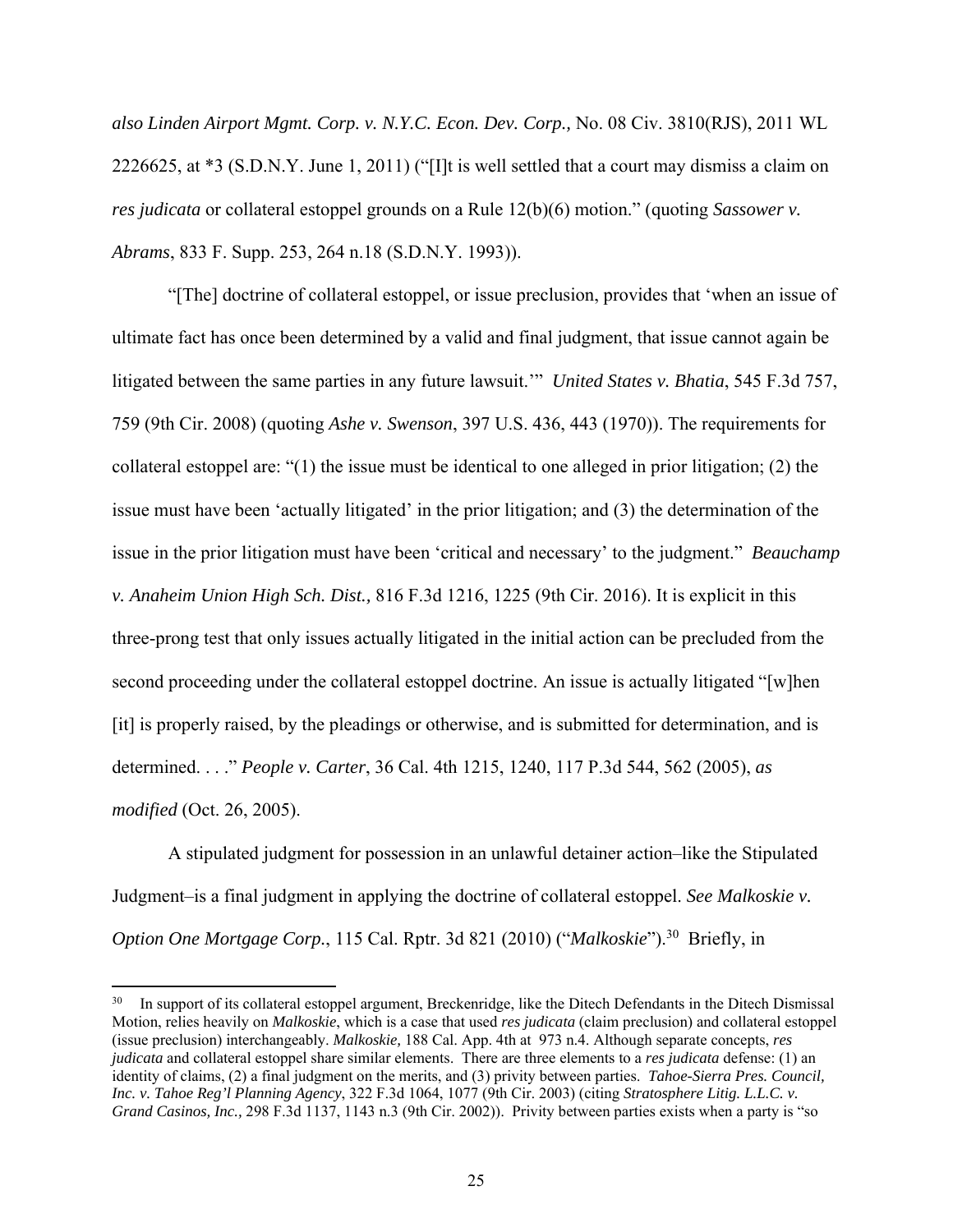*also Linden Airport Mgmt. Corp. v. N.Y.C. Econ. Dev. Corp.,* No. 08 Civ. 3810(RJS), 2011 WL 2226625, at *3 (S.D.N.Y. June 1, 2011) ("[I]t is well settled that a court may dismiss a claim on *res judicata* or collateral estoppel grounds on a Rule 12(b)(6) motion." (quoting *Sassower v. Abrams*, 833 F. Supp. 253, 264 n.18 (S.D.N.Y. 1993)).

"[The] doctrine of collateral estoppel, or issue preclusion, provides that 'when an issue of ultimate fact has once been determined by a valid and final judgment, that issue cannot again be litigated between the same parties in any future lawsuit.'" *United States v. Bhatia*, 545 F.3d 757, 759 (9th Cir. 2008) (quoting *Ashe v. Swenson*, 397 U.S. 436, 443 (1970)). The requirements for collateral estoppel are: "(1) the issue must be identical to one alleged in prior litigation; (2) the issue must have been 'actually litigated' in the prior litigation; and (3) the determination of the issue in the prior litigation must have been 'critical and necessary' to the judgment." *Beauchamp v. Anaheim Union High Sch. Dist.,* 816 F.3d 1216, 1225 (9th Cir. 2016). It is explicit in this three-prong test that only issues actually litigated in the initial action can be precluded from the second proceeding under the collateral estoppel doctrine. An issue is actually litigated "[w]hen [it] is properly raised, by the pleadings or otherwise, and is submitted for determination, and is determined. . . ." *People v. Carter*, 36 Cal. 4th 1215, 1240, 117 P.3d 544, 562 (2005), *as modified* (Oct. 26, 2005).

A stipulated judgment for possession in an unlawful detainer action–like the Stipulated Judgment–is a final judgment in applying the doctrine of collateral estoppel. *See Malkoskie v. Option One Mortgage Corp.*, 115 Cal. Rptr. 3d 821 (2010) ("*Malkoskie*").[30] Briefly, in

---

[30] In support of its collateral estoppel argument, Breckenridge, like the Ditech Defendants in the Ditech Dismissal Motion, relies heavily on *Malkoskie*, which is a case that used *res judicata* (claim preclusion) and collateral estoppel (issue preclusion) interchangeably. *Malkoskie,* 188 Cal. App. 4th at 973 n.4. Although separate concepts, *res judicata* and collateral estoppel share similar elements. There are three elements to a *res judicata* defense: (1) an identity of claims, (2) a final judgment on the merits, and (3) privity between parties. *Tahoe-Sierra Pres. Council, Inc. v. Tahoe Reg'l Planning Agency*, 322 F.3d 1064, 1077 (9th Cir. 2003) (citing *Stratosphere Litig. L.L.C. v. Grand Casinos, Inc.,* 298 F.3d 1137, 1143 n.3 (9th Cir. 2002)). Privity between parties exists when a party is "so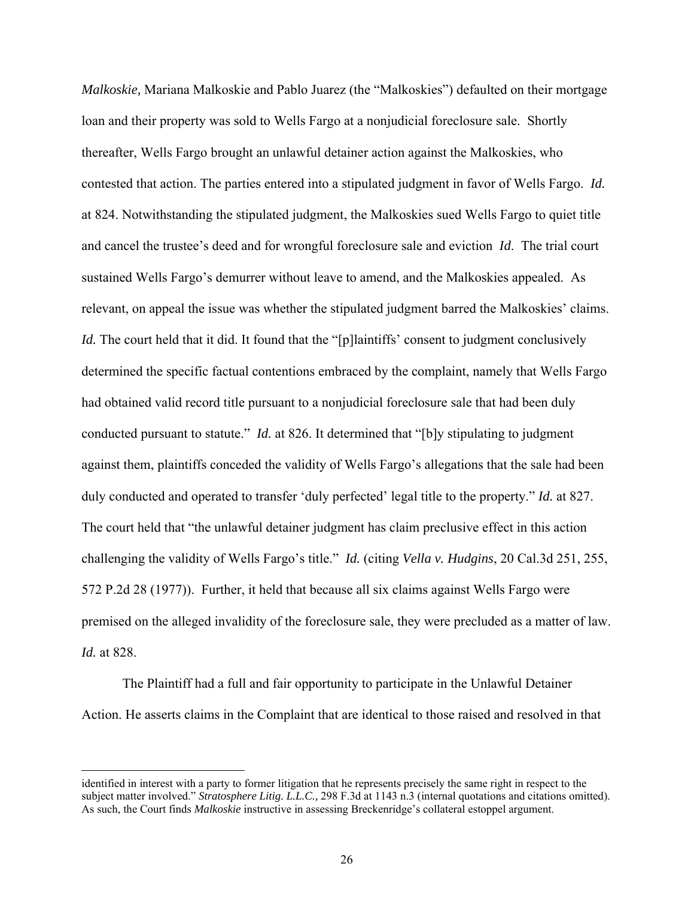*Malkoskie,* Mariana Malkoskie and Pablo Juarez (the "Malkoskies") defaulted on their mortgage loan and their property was sold to Wells Fargo at a nonjudicial foreclosure sale. Shortly thereafter, Wells Fargo brought an unlawful detainer action against the Malkoskies, who contested that action. The parties entered into a stipulated judgment in favor of Wells Fargo. *Id.* at 824. Notwithstanding the stipulated judgment, the Malkoskies sued Wells Fargo to quiet title and cancel the trustee's deed and for wrongful foreclosure sale and eviction *Id*. The trial court sustained Wells Fargo's demurrer without leave to amend, and the Malkoskies appealed. As relevant, on appeal the issue was whether the stipulated judgment barred the Malkoskies' claims. *Id.* The court held that it did. It found that the "[p]laintiffs' consent to judgment conclusively determined the specific factual contentions embraced by the complaint, namely that Wells Fargo had obtained valid record title pursuant to a nonjudicial foreclosure sale that had been duly conducted pursuant to statute." *Id.* at 826. It determined that "[b]y stipulating to judgment against them, plaintiffs conceded the validity of Wells Fargo's allegations that the sale had been duly conducted and operated to transfer 'duly perfected' legal title to the property." *Id.* at 827. The court held that "the unlawful detainer judgment has claim preclusive effect in this action challenging the validity of Wells Fargo's title." *Id.* (citing *Vella v. Hudgins*, 20 Cal.3d 251, 255, 572 P.2d 28 (1977)). Further, it held that because all six claims against Wells Fargo were premised on the alleged invalidity of the foreclosure sale, they were precluded as a matter of law. *Id.* at 828.

The Plaintiff had a full and fair opportunity to participate in the Unlawful Detainer Action. He asserts claims in the Complaint that are identical to those raised and resolved in that

---

identified in interest with a party to former litigation that he represents precisely the same right in respect to the subject matter involved." *Stratosphere Litig. L.L.C.,* 298 F.3d at 1143 n.3 (internal quotations and citations omitted). As such, the Court finds *Malkoskie* instructive in assessing Breckenridge's collateral estoppel argument.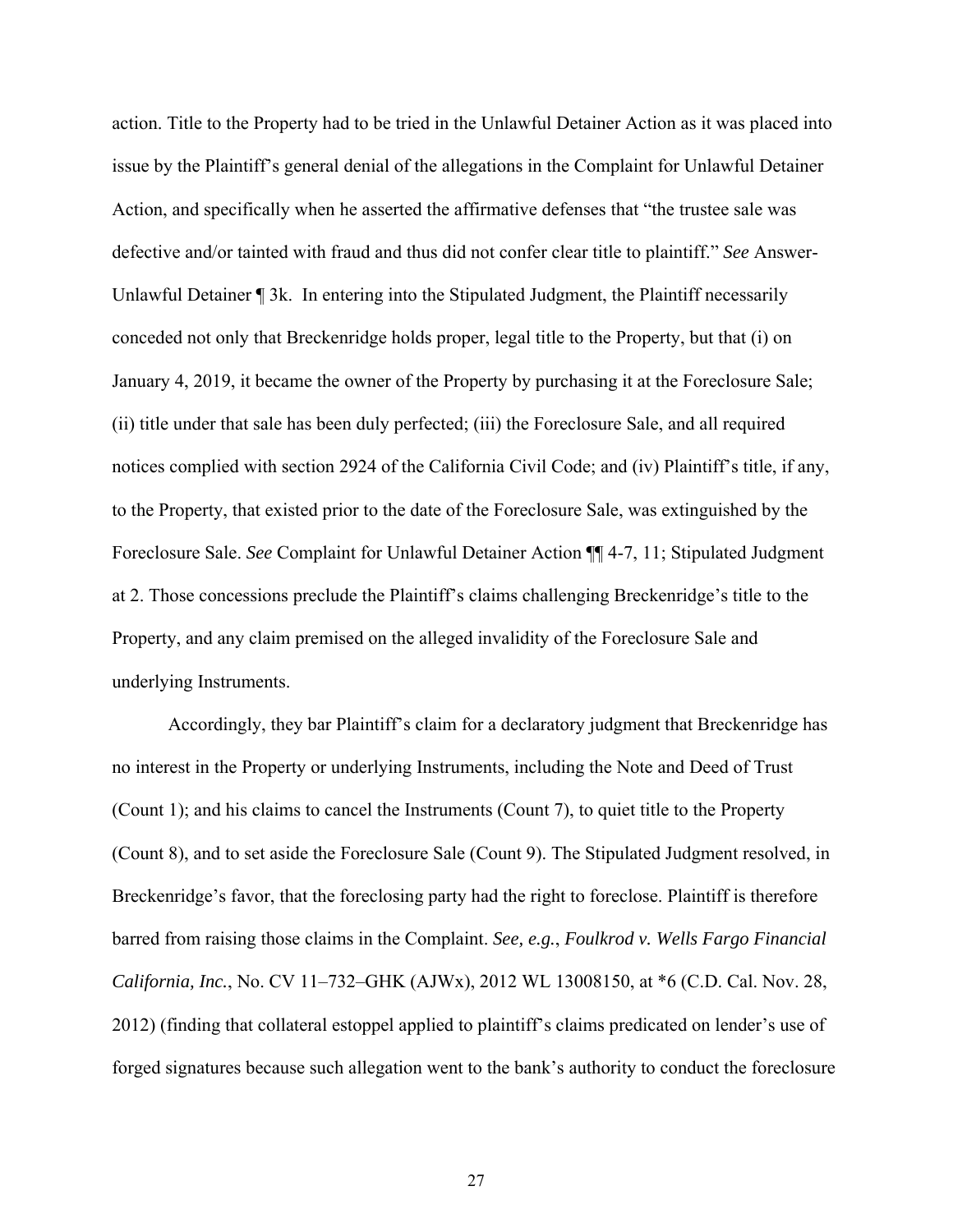action. Title to the Property had to be tried in the Unlawful Detainer Action as it was placed into issue by the Plaintiff's general denial of the allegations in the Complaint for Unlawful Detainer Action, and specifically when he asserted the affirmative defenses that "the trustee sale was defective and/or tainted with fraud and thus did not confer clear title to plaintiff." *See* Answer-Unlawful Detainer ¶ 3k. In entering into the Stipulated Judgment, the Plaintiff necessarily conceded not only that Breckenridge holds proper, legal title to the Property, but that (i) on January 4, 2019, it became the owner of the Property by purchasing it at the Foreclosure Sale; (ii) title under that sale has been duly perfected; (iii) the Foreclosure Sale, and all required notices complied with section 2924 of the California Civil Code; and (iv) Plaintiff's title, if any, to the Property, that existed prior to the date of the Foreclosure Sale, was extinguished by the Foreclosure Sale. *See* Complaint for Unlawful Detainer Action ¶¶ 4-7, 11; Stipulated Judgment at 2. Those concessions preclude the Plaintiff's claims challenging Breckenridge's title to the Property, and any claim premised on the alleged invalidity of the Foreclosure Sale and underlying Instruments.

Accordingly, they bar Plaintiff's claim for a declaratory judgment that Breckenridge has no interest in the Property or underlying Instruments, including the Note and Deed of Trust (Count 1); and his claims to cancel the Instruments (Count 7), to quiet title to the Property (Count 8), and to set aside the Foreclosure Sale (Count 9). The Stipulated Judgment resolved, in Breckenridge's favor, that the foreclosing party had the right to foreclose. Plaintiff is therefore barred from raising those claims in the Complaint. *See, e.g.*, *Foulkrod v. Wells Fargo Financial California, Inc.*, No. CV 11–732–GHK (AJWx), 2012 WL 13008150, at *6 (C.D. Cal. Nov. 28, 2012) (finding that collateral estoppel applied to plaintiff's claims predicated on lender's use of forged signatures because such allegation went to the bank's authority to conduct the foreclosure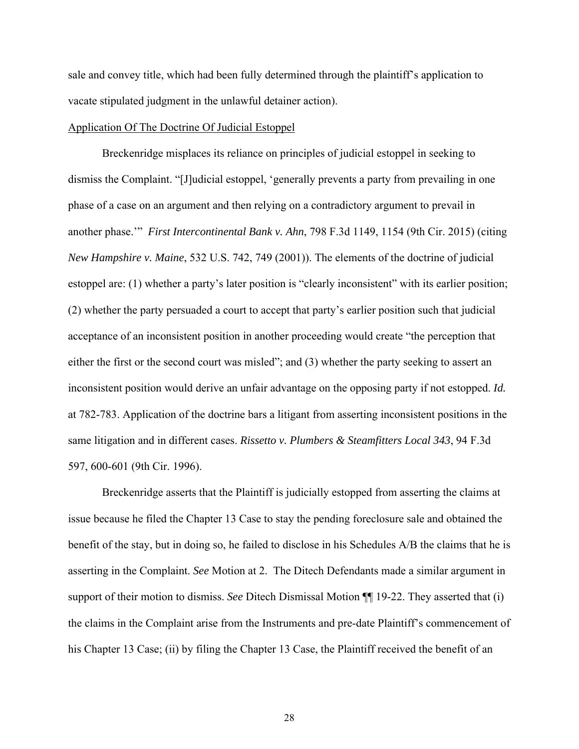sale and convey title, which had been fully determined through the plaintiff's application to vacate stipulated judgment in the unlawful detainer action).

Application Of The Doctrine Of Judicial Estoppel

Breckenridge misplaces its reliance on principles of judicial estoppel in seeking to dismiss the Complaint. "[J]udicial estoppel, 'generally prevents a party from prevailing in one phase of a case on an argument and then relying on a contradictory argument to prevail in another phase.'" *First Intercontinental Bank v. Ahn*, 798 F.3d 1149, 1154 (9th Cir. 2015) (citing *New Hampshire v. Maine*, 532 U.S. 742, 749 (2001)). The elements of the doctrine of judicial estoppel are: (1) whether a party's later position is "clearly inconsistent" with its earlier position; (2) whether the party persuaded a court to accept that party's earlier position such that judicial acceptance of an inconsistent position in another proceeding would create "the perception that either the first or the second court was misled"; and (3) whether the party seeking to assert an inconsistent position would derive an unfair advantage on the opposing party if not estopped. *Id.* at 782-783. Application of the doctrine bars a litigant from asserting inconsistent positions in the same litigation and in different cases. *Rissetto v. Plumbers & Steamfitters Local 343*, 94 F.3d 597, 600-601 (9th Cir. 1996).

Breckenridge asserts that the Plaintiff is judicially estopped from asserting the claims at issue because he filed the Chapter 13 Case to stay the pending foreclosure sale and obtained the benefit of the stay, but in doing so, he failed to disclose in his Schedules A/B the claims that he is asserting in the Complaint. *See* Motion at 2. The Ditech Defendants made a similar argument in support of their motion to dismiss. *See* Ditech Dismissal Motion ¶¶ 19-22. They asserted that (i) the claims in the Complaint arise from the Instruments and pre-date Plaintiff's commencement of his Chapter 13 Case; (ii) by filing the Chapter 13 Case, the Plaintiff received the benefit of an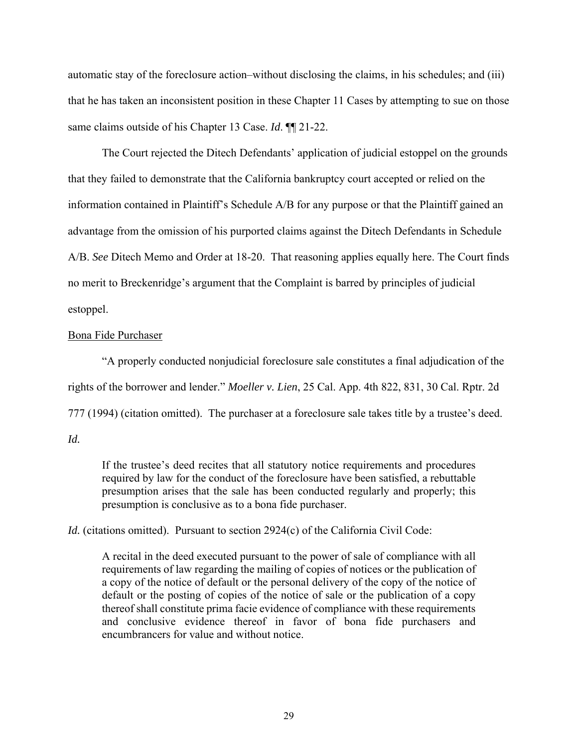automatic stay of the foreclosure action–without disclosing the claims, in his schedules; and (iii) that he has taken an inconsistent position in these Chapter 11 Cases by attempting to sue on those same claims outside of his Chapter 13 Case. *Id*. ¶¶ 21-22.

The Court rejected the Ditech Defendants' application of judicial estoppel on the grounds that they failed to demonstrate that the California bankruptcy court accepted or relied on the information contained in Plaintiff's Schedule A/B for any purpose or that the Plaintiff gained an advantage from the omission of his purported claims against the Ditech Defendants in Schedule A/B. *See* Ditech Memo and Order at 18-20. That reasoning applies equally here. The Court finds no merit to Breckenridge's argument that the Complaint is barred by principles of judicial estoppel.

<u>Bona Fide Purchaser</u>

"A properly conducted nonjudicial foreclosure sale constitutes a final adjudication of the rights of the borrower and lender." *Moeller v. Lien*, 25 Cal. App. 4th 822, 831, 30 Cal. Rptr. 2d 777 (1994) (citation omitted). The purchaser at a foreclosure sale takes title by a trustee's deed. *Id.*

> If the trustee's deed recites that all statutory notice requirements and procedures required by law for the conduct of the foreclosure have been satisfied, a rebuttable presumption arises that the sale has been conducted regularly and properly; this presumption is conclusive as to a bona fide purchaser.

*Id.* (citations omitted). Pursuant to section 2924(c) of the California Civil Code:

> A recital in the deed executed pursuant to the power of sale of compliance with all requirements of law regarding the mailing of copies of notices or the publication of a copy of the notice of default or the personal delivery of the copy of the notice of default or the posting of copies of the notice of sale or the publication of a copy thereof shall constitute prima facie evidence of compliance with these requirements and conclusive evidence thereof in favor of bona fide purchasers and encumbrancers for value and without notice.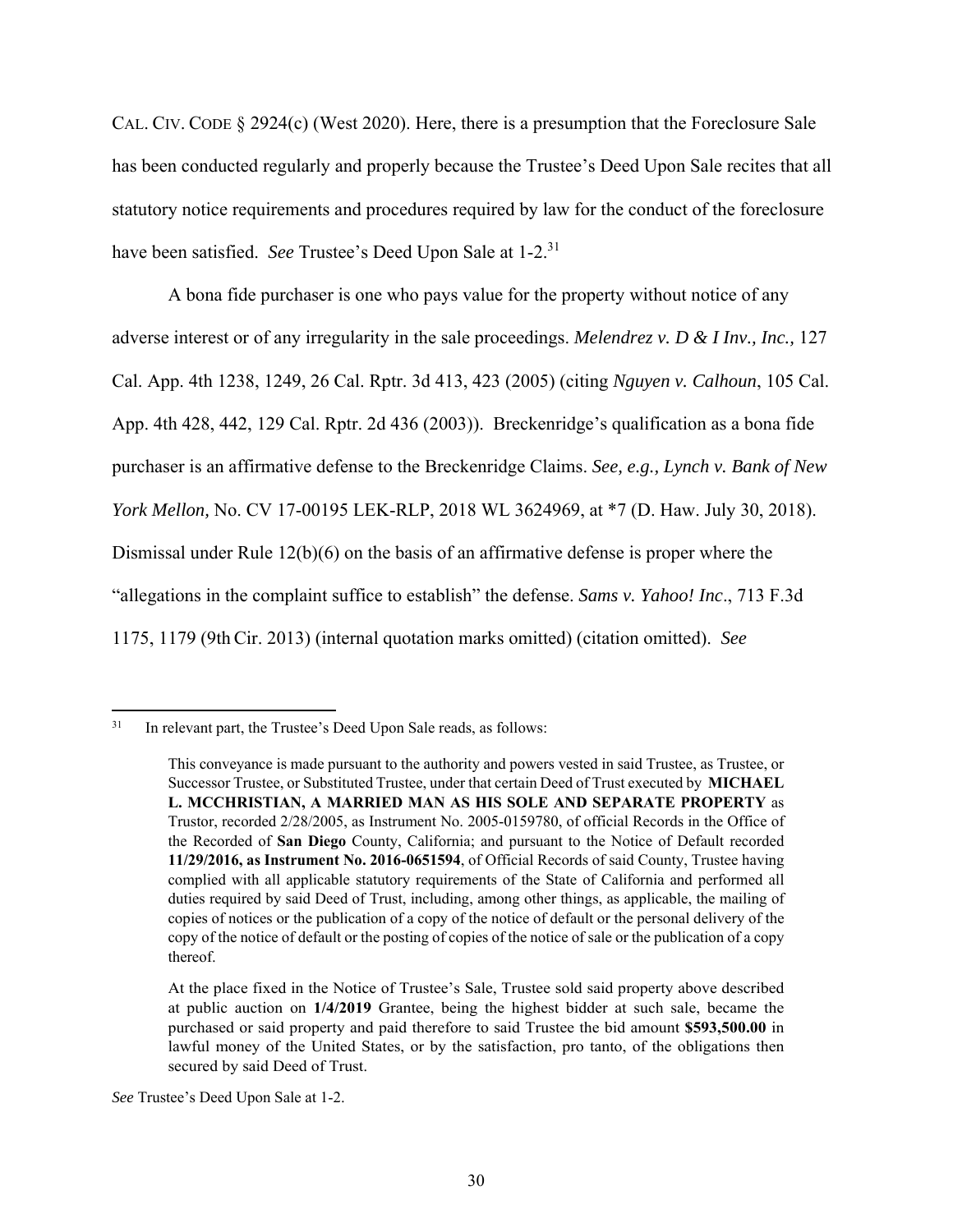CAL. CIV. CODE § 2924(c) (West 2020). Here, there is a presumption that the Foreclosure Sale has been conducted regularly and properly because the Trustee's Deed Upon Sale recites that all statutory notice requirements and procedures required by law for the conduct of the foreclosure have been satisfied. *See* Trustee's Deed Upon Sale at 1-2.[31]

A bona fide purchaser is one who pays value for the property without notice of any adverse interest or of any irregularity in the sale proceedings. *Melendrez v. D & I Inv., Inc.,* 127 Cal. App. 4th 1238, 1249, 26 Cal. Rptr. 3d 413, 423 (2005) (citing *Nguyen v. Calhoun*, 105 Cal. App. 4th 428, 442, 129 Cal. Rptr. 2d 436 (2003)). Breckenridge's qualification as a bona fide purchaser is an affirmative defense to the Breckenridge Claims. *See, e.g., Lynch v. Bank of New York Mellon,* No. CV 17-00195 LEK-RLP, 2018 WL 3624969, at *7 (D. Haw. July 30, 2018). Dismissal under Rule 12(b)(6) on the basis of an affirmative defense is proper where the "allegations in the complaint suffice to establish" the defense. *Sams v. Yahoo! Inc*., 713 F.3d 1175, 1179 (9th Cir. 2013) (internal quotation marks omitted) (citation omitted). *See*

---

[31] In relevant part, the Trustee's Deed Upon Sale reads, as follows:

> This conveyance is made pursuant to the authority and powers vested in said Trustee, as Trustee, or Successor Trustee, or Substituted Trustee, under that certain Deed of Trust executed by **MICHAEL L. MCCHRISTIAN, A MARRIED MAN AS HIS SOLE AND SEPARATE PROPERTY** as Trustor, recorded 2/28/2005, as Instrument No. 2005-0159780, of official Records in the Office of the Recorded of **San Diego** County, California; and pursuant to the Notice of Default recorded **11/29/2016, as Instrument No. 2016-0651594**, of Official Records of said County, Trustee having complied with all applicable statutory requirements of the State of California and performed all duties required by said Deed of Trust, including, among other things, as applicable, the mailing of copies of notices or the publication of a copy of the notice of default or the personal delivery of the copy of the notice of default or the posting of copies of the notice of sale or the publication of a copy thereof.
>
> At the place fixed in the Notice of Trustee's Sale, Trustee sold said property above described at public auction on **1/4/2019** Grantee, being the highest bidder at such sale, became the purchased or said property and paid therefore to said Trustee the bid amount **$593,500.00** in lawful money of the United States, or by the satisfaction, pro tanto, of the obligations then secured by said Deed of Trust.

*See* Trustee's Deed Upon Sale at 1-2.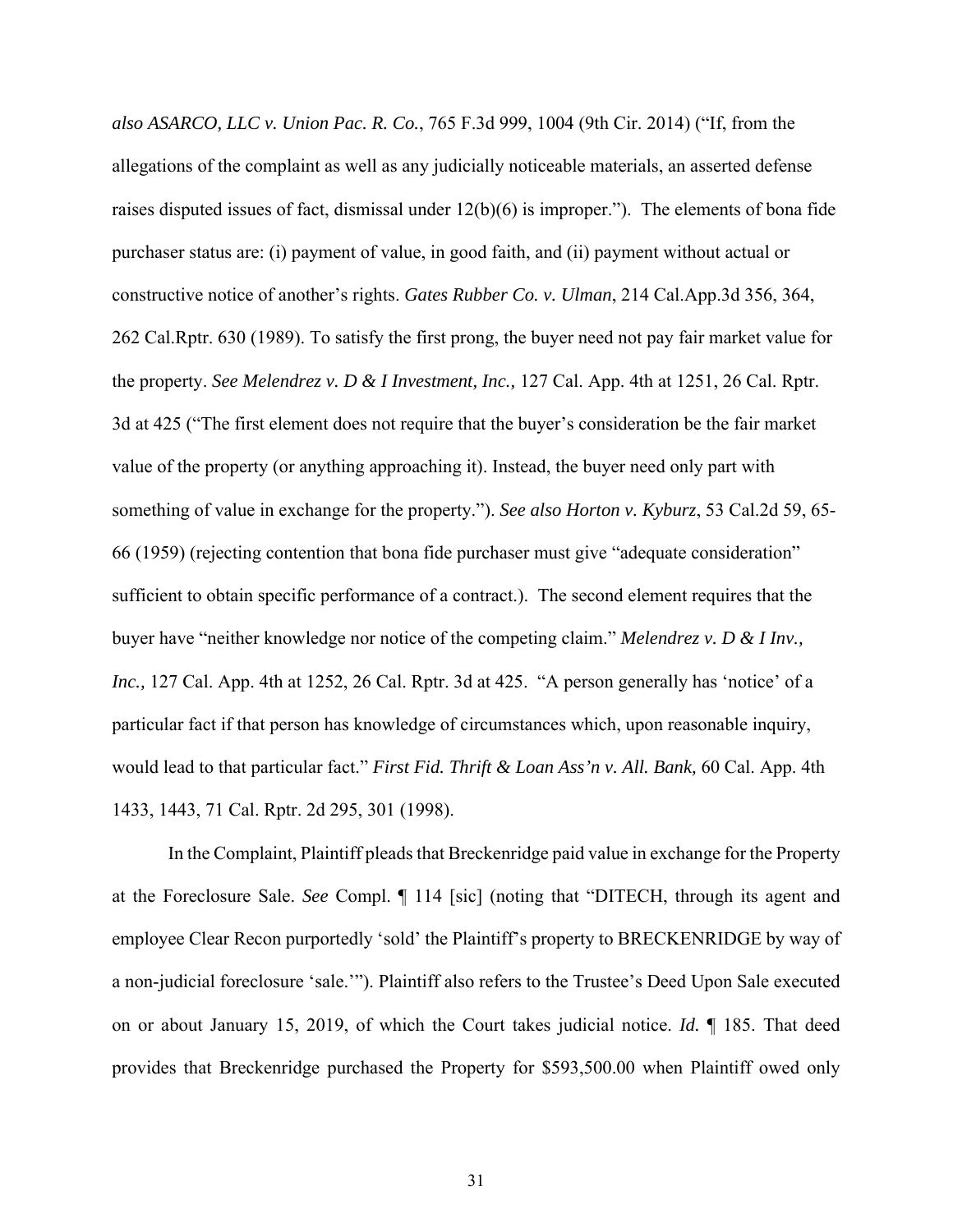*also ASARCO, LLC v. Union Pac. R. Co.*, 765 F.3d 999, 1004 (9th Cir. 2014) ("If, from the allegations of the complaint as well as any judicially noticeable materials, an asserted defense raises disputed issues of fact, dismissal under 12(b)(6) is improper."). The elements of bona fide purchaser status are: (i) payment of value, in good faith, and (ii) payment without actual or constructive notice of another's rights. *Gates Rubber Co. v. Ulman*, 214 Cal.App.3d 356, 364, 262 Cal.Rptr. 630 (1989). To satisfy the first prong, the buyer need not pay fair market value for the property. *See Melendrez v. D & I Investment, Inc.,* 127 Cal. App. 4th at 1251, 26 Cal. Rptr. 3d at 425 ("The first element does not require that the buyer's consideration be the fair market value of the property (or anything approaching it). Instead, the buyer need only part with something of value in exchange for the property."). *See also Horton v. Kyburz*, 53 Cal.2d 59, 65-66 (1959) (rejecting contention that bona fide purchaser must give "adequate consideration" sufficient to obtain specific performance of a contract.). The second element requires that the buyer have "neither knowledge nor notice of the competing claim." *Melendrez v. D & I Inv., Inc.,* 127 Cal. App. 4th at 1252, 26 Cal. Rptr. 3d at 425. "A person generally has 'notice' of a particular fact if that person has knowledge of circumstances which, upon reasonable inquiry, would lead to that particular fact." *First Fid. Thrift & Loan Ass'n v. All. Bank,* 60 Cal. App. 4th 1433, 1443, 71 Cal. Rptr. 2d 295, 301 (1998).

In the Complaint, Plaintiff pleads that Breckenridge paid value in exchange for the Property at the Foreclosure Sale. *See* Compl. ¶ 114 [sic] (noting that "DITECH, through its agent and employee Clear Recon purportedly 'sold' the Plaintiff's property to BRECKENRIDGE by way of a non-judicial foreclosure 'sale.'"). Plaintiff also refers to the Trustee's Deed Upon Sale executed on or about January 15, 2019, of which the Court takes judicial notice. *Id.* ¶ 185. That deed provides that Breckenridge purchased the Property for $593,500.00 when Plaintiff owed only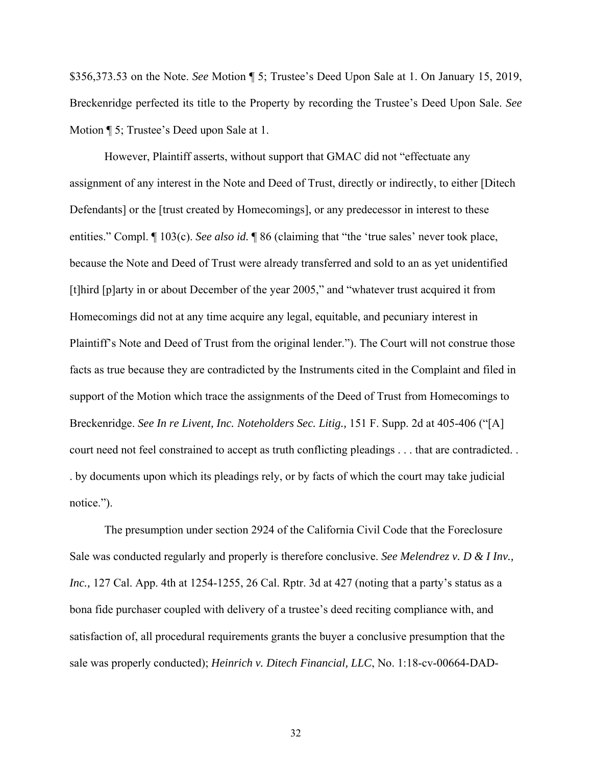$356,373.53 on the Note. *See* Motion ¶ 5; Trustee's Deed Upon Sale at 1. On January 15, 2019, Breckenridge perfected its title to the Property by recording the Trustee's Deed Upon Sale. *See* Motion ¶ 5; Trustee's Deed upon Sale at 1.

However, Plaintiff asserts, without support that GMAC did not "effectuate any assignment of any interest in the Note and Deed of Trust, directly or indirectly, to either [Ditech Defendants] or the [trust created by Homecomings], or any predecessor in interest to these entities." Compl. ¶ 103(c). *See also id.* ¶ 86 (claiming that "the 'true sales' never took place, because the Note and Deed of Trust were already transferred and sold to an as yet unidentified [t]hird [p]arty in or about December of the year 2005," and "whatever trust acquired it from Homecomings did not at any time acquire any legal, equitable, and pecuniary interest in Plaintiff's Note and Deed of Trust from the original lender."). The Court will not construe those facts as true because they are contradicted by the Instruments cited in the Complaint and filed in support of the Motion which trace the assignments of the Deed of Trust from Homecomings to Breckenridge. *See In re Livent, Inc. Noteholders Sec. Litig.,* 151 F. Supp. 2d at 405-406 ("[A] court need not feel constrained to accept as truth conflicting pleadings . . . that are contradicted. . . by documents upon which its pleadings rely, or by facts of which the court may take judicial notice.").

The presumption under section 2924 of the California Civil Code that the Foreclosure Sale was conducted regularly and properly is therefore conclusive. *See Melendrez v. D & I Inv., Inc.,* 127 Cal. App. 4th at 1254-1255, 26 Cal. Rptr. 3d at 427 (noting that a party's status as a bona fide purchaser coupled with delivery of a trustee's deed reciting compliance with, and satisfaction of, all procedural requirements grants the buyer a conclusive presumption that the sale was properly conducted); *Heinrich v. Ditech Financial, LLC*, No. 1:18-cv-00664-DAD-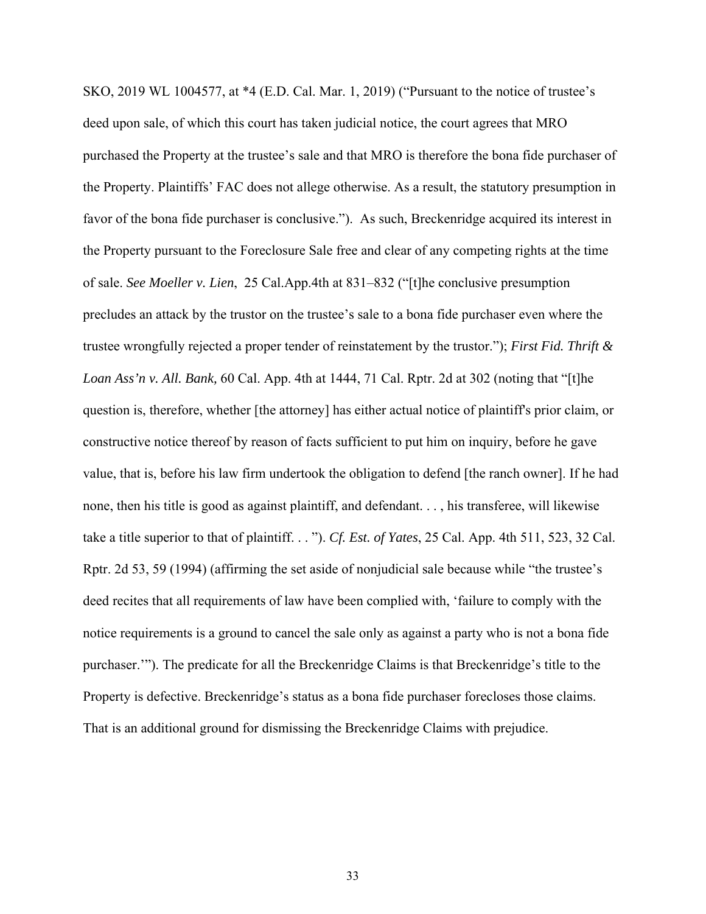SKO, 2019 WL 1004577, at *4 (E.D. Cal. Mar. 1, 2019) ("Pursuant to the notice of trustee's deed upon sale, of which this court has taken judicial notice, the court agrees that MRO purchased the Property at the trustee's sale and that MRO is therefore the bona fide purchaser of the Property. Plaintiffs' FAC does not allege otherwise. As a result, the statutory presumption in favor of the bona fide purchaser is conclusive."). As such, Breckenridge acquired its interest in the Property pursuant to the Foreclosure Sale free and clear of any competing rights at the time of sale. *See Moeller v. Lien*, 25 Cal.App.4th at 831–832 ("[t]he conclusive presumption precludes an attack by the trustor on the trustee's sale to a bona fide purchaser even where the trustee wrongfully rejected a proper tender of reinstatement by the trustor."); *First Fid. Thrift & Loan Ass'n v. All. Bank,* 60 Cal. App. 4th at 1444, 71 Cal. Rptr. 2d at 302 (noting that "[t]he question is, therefore, whether [the attorney] has either actual notice of plaintiff's prior claim, or constructive notice thereof by reason of facts sufficient to put him on inquiry, before he gave value, that is, before his law firm undertook the obligation to defend [the ranch owner]. If he had none, then his title is good as against plaintiff, and defendant. . . , his transferee, will likewise take a title superior to that of plaintiff. . . "). *Cf. Est. of Yates*, 25 Cal. App. 4th 511, 523, 32 Cal. Rptr. 2d 53, 59 (1994) (affirming the set aside of nonjudicial sale because while "the trustee's deed recites that all requirements of law have been complied with, 'failure to comply with the notice requirements is a ground to cancel the sale only as against a party who is not a bona fide purchaser.'"). The predicate for all the Breckenridge Claims is that Breckenridge's title to the Property is defective. Breckenridge's status as a bona fide purchaser forecloses those claims. That is an additional ground for dismissing the Breckenridge Claims with prejudice.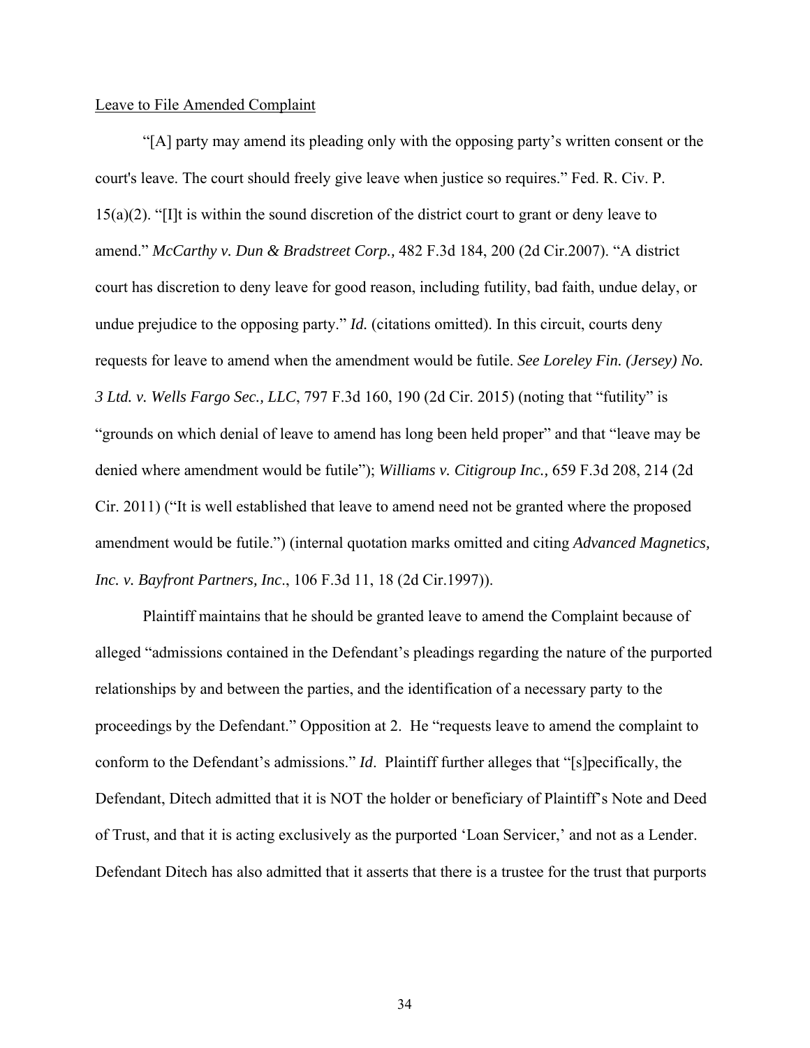Leave to File Amended Complaint

"[A] party may amend its pleading only with the opposing party's written consent or the court's leave. The court should freely give leave when justice so requires." Fed. R. Civ. P. 15(a)(2). "[I]t is within the sound discretion of the district court to grant or deny leave to amend." *McCarthy v. Dun & Bradstreet Corp.,* 482 F.3d 184, 200 (2d Cir.2007). "A district court has discretion to deny leave for good reason, including futility, bad faith, undue delay, or undue prejudice to the opposing party." *Id.* (citations omitted). In this circuit, courts deny requests for leave to amend when the amendment would be futile. *See Loreley Fin. (Jersey) No. 3 Ltd. v. Wells Fargo Sec., LLC*, 797 F.3d 160, 190 (2d Cir. 2015) (noting that "futility" is "grounds on which denial of leave to amend has long been held proper" and that "leave may be denied where amendment would be futile"); *Williams v. Citigroup Inc.,* 659 F.3d 208, 214 (2d Cir. 2011) ("It is well established that leave to amend need not be granted where the proposed amendment would be futile.") (internal quotation marks omitted and citing *Advanced Magnetics, Inc. v. Bayfront Partners, Inc*., 106 F.3d 11, 18 (2d Cir.1997)).

Plaintiff maintains that he should be granted leave to amend the Complaint because of alleged "admissions contained in the Defendant's pleadings regarding the nature of the purported relationships by and between the parties, and the identification of a necessary party to the proceedings by the Defendant." Opposition at 2. He "requests leave to amend the complaint to conform to the Defendant's admissions." *Id*. Plaintiff further alleges that "[s]pecifically, the Defendant, Ditech admitted that it is NOT the holder or beneficiary of Plaintiff's Note and Deed of Trust, and that it is acting exclusively as the purported 'Loan Servicer,' and not as a Lender. Defendant Ditech has also admitted that it asserts that there is a trustee for the trust that purports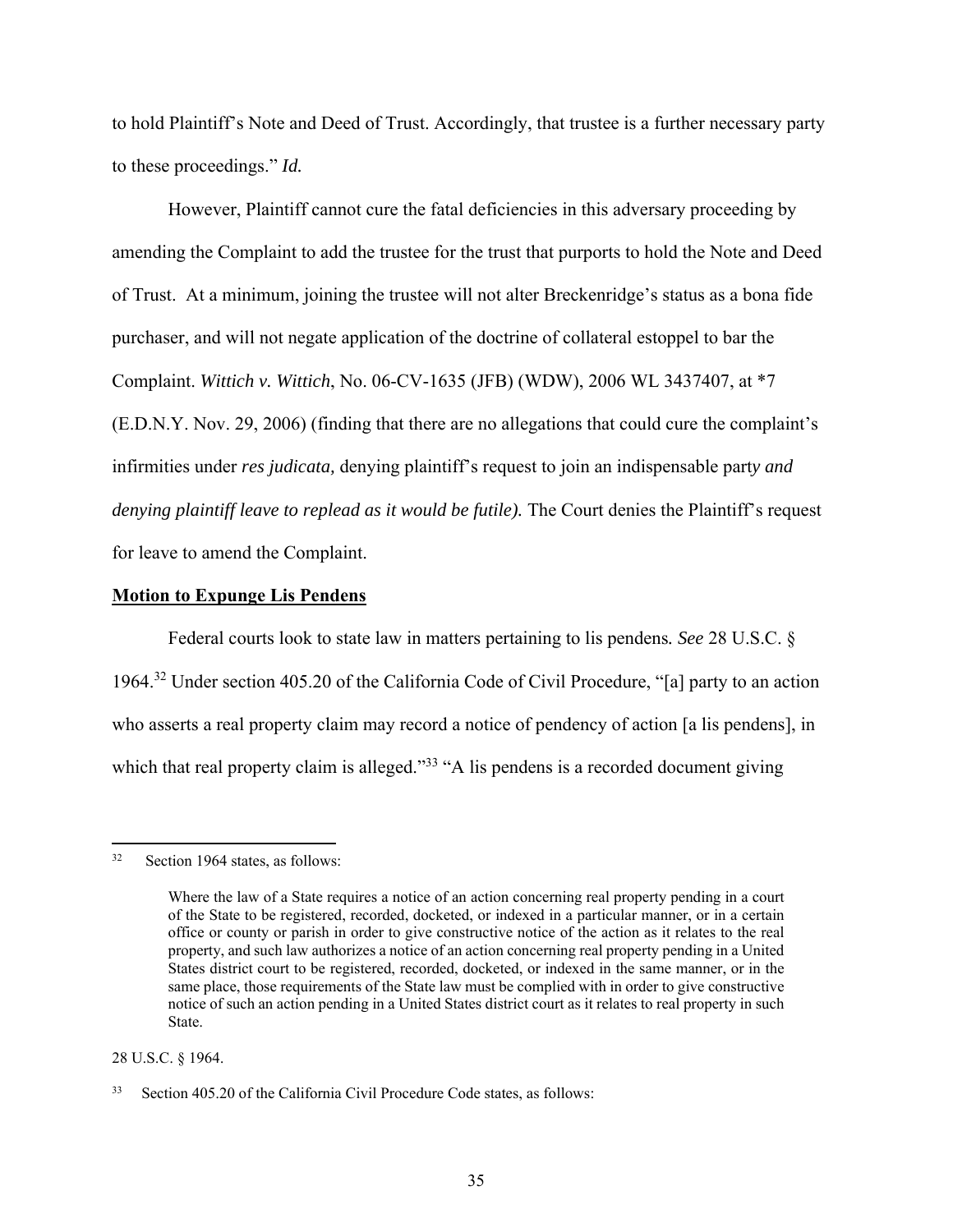to hold Plaintiff's Note and Deed of Trust. Accordingly, that trustee is a further necessary party to these proceedings." *Id.*

However, Plaintiff cannot cure the fatal deficiencies in this adversary proceeding by amending the Complaint to add the trustee for the trust that purports to hold the Note and Deed of Trust. At a minimum, joining the trustee will not alter Breckenridge's status as a bona fide purchaser, and will not negate application of the doctrine of collateral estoppel to bar the Complaint. *Wittich v. Wittich*, No. 06-CV-1635 (JFB) (WDW), 2006 WL 3437407, at *7 (E.D.N.Y. Nov. 29, 2006) (finding that there are no allegations that could cure the complaint's infirmities under *res judicata,* denying plaintiff's request to join an indispensable part*y and denying plaintiff leave to replead as it would be futile).* The Court denies the Plaintiff's request for leave to amend the Complaint.

**Motion to Expunge Lis Pendens**

Federal courts look to state law in matters pertaining to lis pendens*. See* 28 U.S.C. § 1964.[32] Under section 405.20 of the California Code of Civil Procedure, "[a] party to an action who asserts a real property claim may record a notice of pendency of action [a lis pendens], in which that real property claim is alleged."[33] "A lis pendens is a recorded document giving

---

[32] Section 1964 states, as follows:

> Where the law of a State requires a notice of an action concerning real property pending in a court of the State to be registered, recorded, docketed, or indexed in a particular manner, or in a certain office or county or parish in order to give constructive notice of the action as it relates to the real property, and such law authorizes a notice of an action concerning real property pending in a United States district court to be registered, recorded, docketed, or indexed in the same manner, or in the same place, those requirements of the State law must be complied with in order to give constructive notice of such an action pending in a United States district court as it relates to real property in such State.

28 U.S.C. § 1964.

[33] Section 405.20 of the California Civil Procedure Code states, as follows: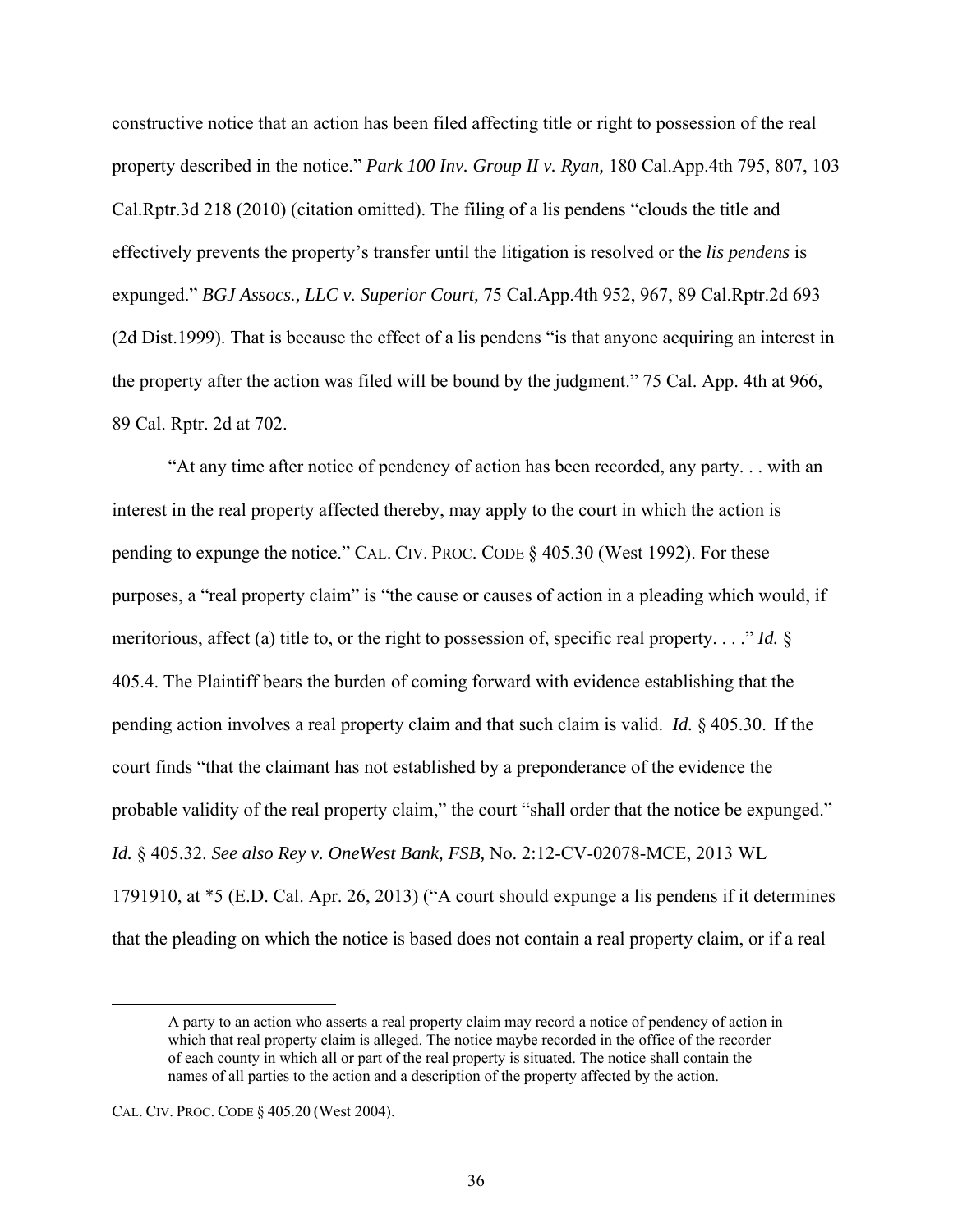constructive notice that an action has been filed affecting title or right to possession of the real property described in the notice." *Park 100 Inv. Group II v. Ryan,* 180 Cal.App.4th 795, 807, 103 Cal.Rptr.3d 218 (2010) (citation omitted). The filing of a lis pendens "clouds the title and effectively prevents the property's transfer until the litigation is resolved or the *lis pendens* is expunged." *BGJ Assocs., LLC v. Superior Court,* 75 Cal.App.4th 952, 967, 89 Cal.Rptr.2d 693 (2d Dist.1999). That is because the effect of a lis pendens "is that anyone acquiring an interest in the property after the action was filed will be bound by the judgment." 75 Cal. App. 4th at 966, 89 Cal. Rptr. 2d at 702.

"At any time after notice of pendency of action has been recorded, any party. . . with an interest in the real property affected thereby, may apply to the court in which the action is pending to expunge the notice." CAL. CIV. PROC. CODE § 405.30 (West 1992). For these purposes, a "real property claim" is "the cause or causes of action in a pleading which would, if meritorious, affect (a) title to, or the right to possession of, specific real property. . . ." *Id.* § 405.4. The Plaintiff bears the burden of coming forward with evidence establishing that the pending action involves a real property claim and that such claim is valid. *Id.* § 405.30. If the court finds "that the claimant has not established by a preponderance of the evidence the probable validity of the real property claim," the court "shall order that the notice be expunged." *Id.* § 405.32. *See also Rey v. OneWest Bank, FSB,* No. 2:12-CV-02078-MCE, 2013 WL 1791910, at *5 (E.D. Cal. Apr. 26, 2013) ("A court should expunge a lis pendens if it determines that the pleading on which the notice is based does not contain a real property claim, or if a real

---

> A party to an action who asserts a real property claim may record a notice of pendency of action in which that real property claim is alleged. The notice maybe recorded in the office of the recorder of each county in which all or part of the real property is situated. The notice shall contain the names of all parties to the action and a description of the property affected by the action.

CAL. CIV. PROC. CODE § 405.20 (West 2004).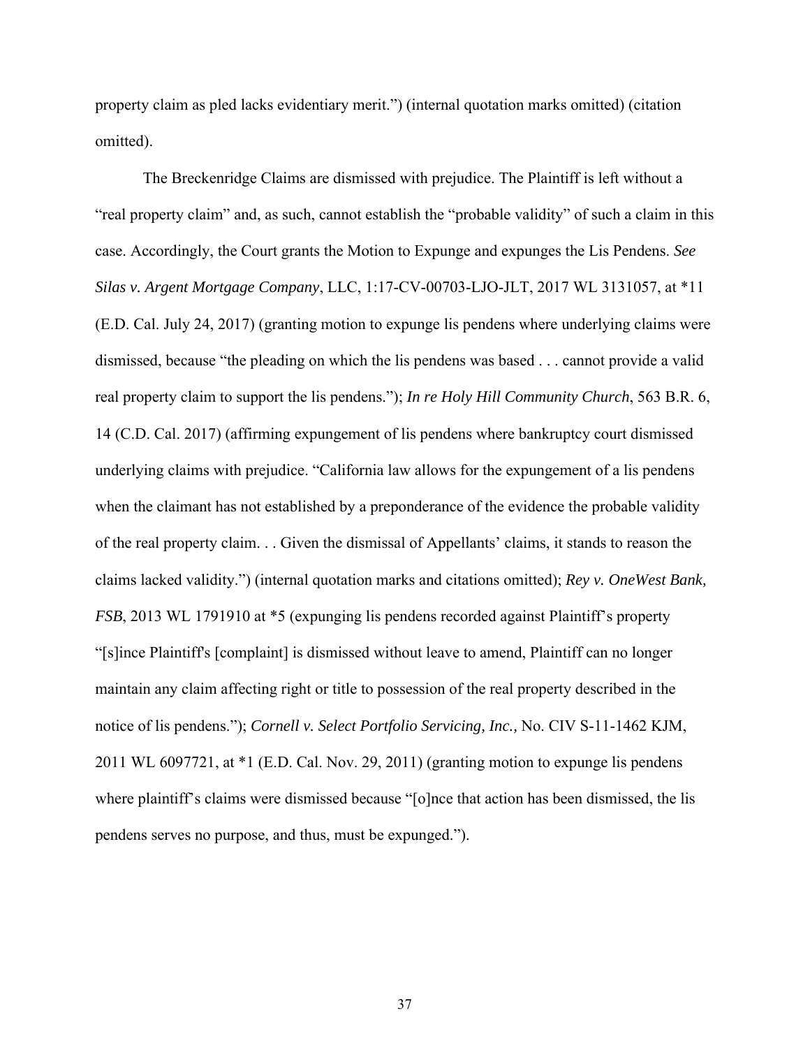property claim as pled lacks evidentiary merit.") (internal quotation marks omitted) (citation omitted).

The Breckenridge Claims are dismissed with prejudice. The Plaintiff is left without a "real property claim" and, as such, cannot establish the "probable validity" of such a claim in this case. Accordingly, the Court grants the Motion to Expunge and expunges the Lis Pendens. *See Silas v. Argent Mortgage Company*, LLC, 1:17-CV-00703-LJO-JLT, 2017 WL 3131057, at *11 (E.D. Cal. July 24, 2017) (granting motion to expunge lis pendens where underlying claims were dismissed, because "the pleading on which the lis pendens was based . . . cannot provide a valid real property claim to support the lis pendens."); *In re Holy Hill Community Church*, 563 B.R. 6, 14 (C.D. Cal. 2017) (affirming expungement of lis pendens where bankruptcy court dismissed underlying claims with prejudice. "California law allows for the expungement of a lis pendens when the claimant has not established by a preponderance of the evidence the probable validity of the real property claim. . . Given the dismissal of Appellants' claims, it stands to reason the claims lacked validity.") (internal quotation marks and citations omitted); *Rey v. OneWest Bank, FSB*, 2013 WL 1791910 at *5 (expunging lis pendens recorded against Plaintiff's property "[s]ince Plaintiff's [complaint] is dismissed without leave to amend, Plaintiff can no longer maintain any claim affecting right or title to possession of the real property described in the notice of lis pendens."); *Cornell v. Select Portfolio Servicing, Inc.,* No. CIV S-11-1462 KJM, 2011 WL 6097721, at *1 (E.D. Cal. Nov. 29, 2011) (granting motion to expunge lis pendens where plaintiff's claims were dismissed because "[o]nce that action has been dismissed, the lis pendens serves no purpose, and thus, must be expunged.").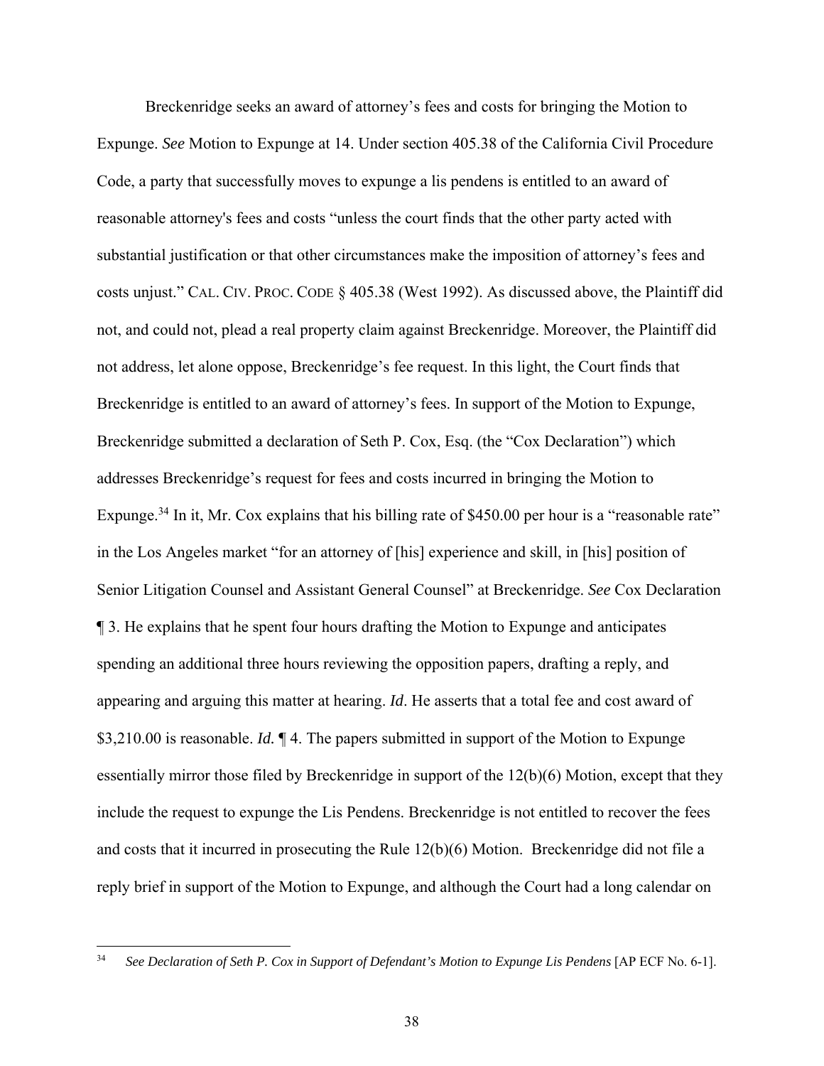Breckenridge seeks an award of attorney's fees and costs for bringing the Motion to Expunge. *See* Motion to Expunge at 14. Under section 405.38 of the California Civil Procedure Code, a party that successfully moves to expunge a lis pendens is entitled to an award of reasonable attorney's fees and costs "unless the court finds that the other party acted with substantial justification or that other circumstances make the imposition of attorney's fees and costs unjust." CAL. CIV. PROC. CODE § 405.38 (West 1992). As discussed above, the Plaintiff did not, and could not, plead a real property claim against Breckenridge. Moreover, the Plaintiff did not address, let alone oppose, Breckenridge's fee request. In this light, the Court finds that Breckenridge is entitled to an award of attorney's fees. In support of the Motion to Expunge, Breckenridge submitted a declaration of Seth P. Cox, Esq. (the "Cox Declaration") which addresses Breckenridge's request for fees and costs incurred in bringing the Motion to Expunge.[34] In it, Mr. Cox explains that his billing rate of $450.00 per hour is a "reasonable rate" in the Los Angeles market "for an attorney of [his] experience and skill, in [his] position of Senior Litigation Counsel and Assistant General Counsel" at Breckenridge. *See* Cox Declaration ¶ 3. He explains that he spent four hours drafting the Motion to Expunge and anticipates spending an additional three hours reviewing the opposition papers, drafting a reply, and appearing and arguing this matter at hearing. *Id*. He asserts that a total fee and cost award of $3,210.00 is reasonable. *Id.* ¶ 4. The papers submitted in support of the Motion to Expunge essentially mirror those filed by Breckenridge in support of the 12(b)(6) Motion, except that they include the request to expunge the Lis Pendens. Breckenridge is not entitled to recover the fees and costs that it incurred in prosecuting the Rule 12(b)(6) Motion. Breckenridge did not file a reply brief in support of the Motion to Expunge, and although the Court had a long calendar on

[34] *See Declaration of Seth P. Cox in Support of Defendant's Motion to Expunge Lis Pendens* [AP ECF No. 6-1].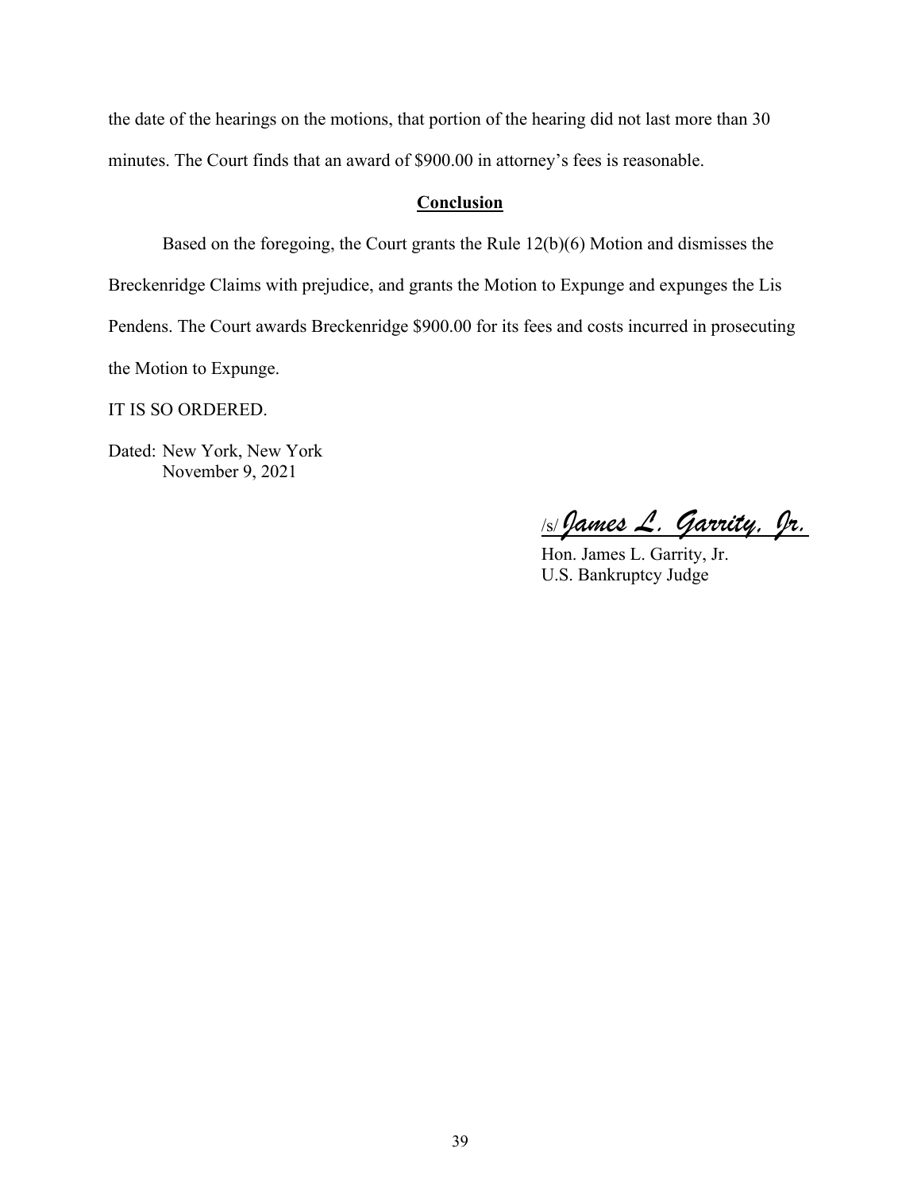the date of the hearings on the motions, that portion of the hearing did not last more than 30 minutes. The Court finds that an award of $900.00 in attorney's fees is reasonable.

## Conclusion

Based on the foregoing, the Court grants the Rule 12(b)(6) Motion and dismisses the Breckenridge Claims with prejudice, and grants the Motion to Expunge and expunges the Lis Pendens. The Court awards Breckenridge $900.00 for its fees and costs incurred in prosecuting the Motion to Expunge.

IT IS SO ORDERED.

Dated: New York, New York
November 9, 2021

/s/ *James L. Garrity, Jr.*
Hon. James L. Garrity, Jr.
U.S. Bankruptcy Judge